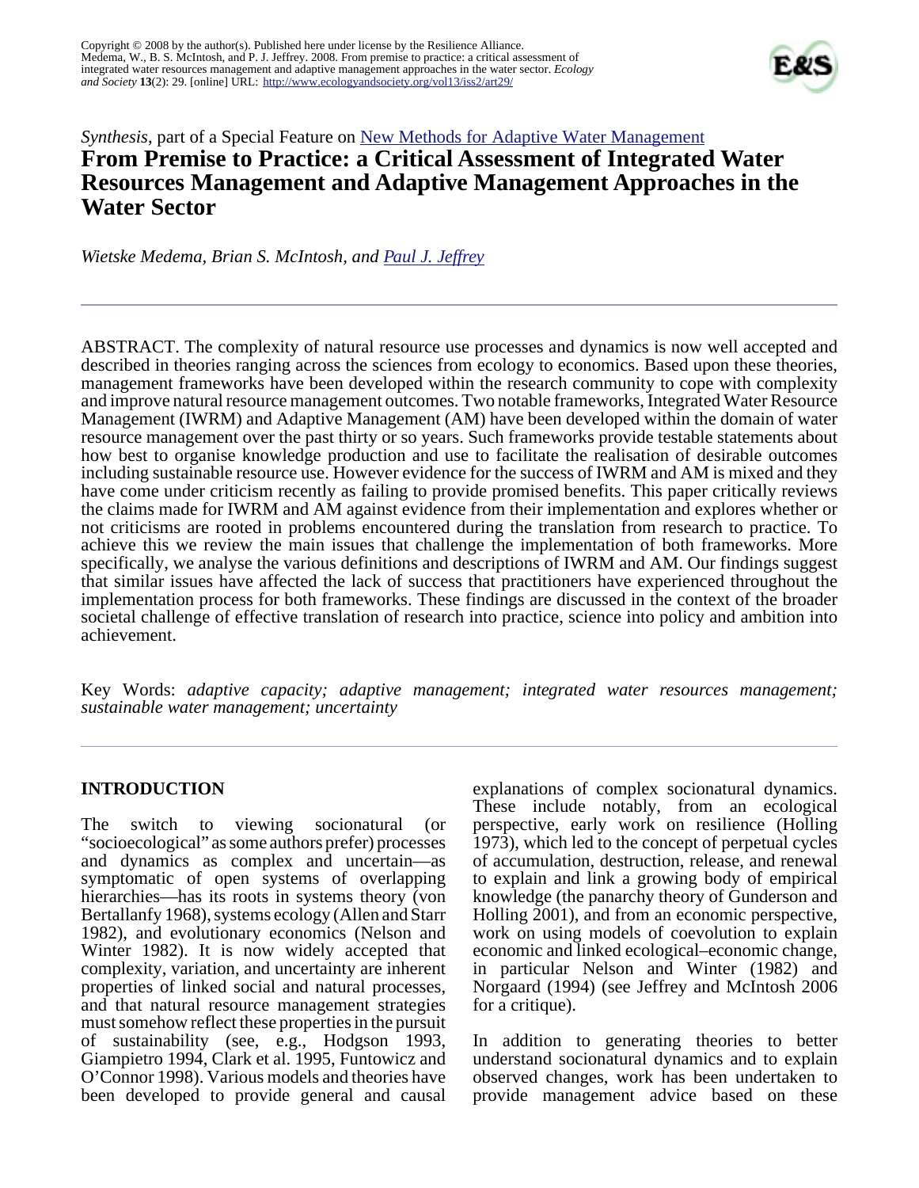Copyright © 2008 by the author(s). Published here under license by the Resilience Alliance.
Medema, W., B. S. McIntosh, and P. J. Jeffrey. 2008. From premise to practice: a critical assessment of integrated water resources management and adaptive management approaches in the water sector. *Ecology and Society* **13**(2): 29. [online] URL: http://www.ecologyandsociety.org/vol13/iss2/art29/

*Synthesis*, part of a Special Feature on New Methods for Adaptive Water Management

# From Premise to Practice: a Critical Assessment of Integrated Water Resources Management and Adaptive Management Approaches in the Water Sector

*Wietske Medema, Brian S. McIntosh, and Paul J. Jeffrey*

ABSTRACT. The complexity of natural resource use processes and dynamics is now well accepted and described in theories ranging across the sciences from ecology to economics. Based upon these theories, management frameworks have been developed within the research community to cope with complexity and improve natural resource management outcomes. Two notable frameworks, Integrated Water Resource Management (IWRM) and Adaptive Management (AM) have been developed within the domain of water resource management over the past thirty or so years. Such frameworks provide testable statements about how best to organise knowledge production and use to facilitate the realisation of desirable outcomes including sustainable resource use. However evidence for the success of IWRM and AM is mixed and they have come under criticism recently as failing to provide promised benefits. This paper critically reviews the claims made for IWRM and AM against evidence from their implementation and explores whether or not criticisms are rooted in problems encountered during the translation from research to practice. To achieve this we review the main issues that challenge the implementation of both frameworks. More specifically, we analyse the various definitions and descriptions of IWRM and AM. Our findings suggest that similar issues have affected the lack of success that practitioners have experienced throughout the implementation process for both frameworks. These findings are discussed in the context of the broader societal challenge of effective translation of research into practice, science into policy and ambition into achievement.

Key Words: *adaptive capacity; adaptive management; integrated water resources management; sustainable water management; uncertainty*

## INTRODUCTION

The switch to viewing socionatural (or "socioecological" as some authors prefer) processes and dynamics as complex and uncertain—as symptomatic of open systems of overlapping hierarchies—has its roots in systems theory (von Bertallanfy 1968), systems ecology (Allen and Starr 1982), and evolutionary economics (Nelson and Winter 1982). It is now widely accepted that complexity, variation, and uncertainty are inherent properties of linked social and natural processes, and that natural resource management strategies must somehow reflect these properties in the pursuit of sustainability (see, e.g., Hodgson 1993, Giampietro 1994, Clark et al. 1995, Funtowicz and O'Connor 1998). Various models and theories have been developed to provide general and causal explanations of complex socionatural dynamics. These include notably, from an ecological perspective, early work on resilience (Holling 1973), which led to the concept of perpetual cycles of accumulation, destruction, release, and renewal to explain and link a growing body of empirical knowledge (the panarchy theory of Gunderson and Holling 2001), and from an economic perspective, work on using models of coevolution to explain economic and linked ecological–economic change, in particular Nelson and Winter (1982) and Norgaard (1994) (see Jeffrey and McIntosh 2006 for a critique).

In addition to generating theories to better understand socionatural dynamics and to explain observed changes, work has been undertaken to provide management advice based on these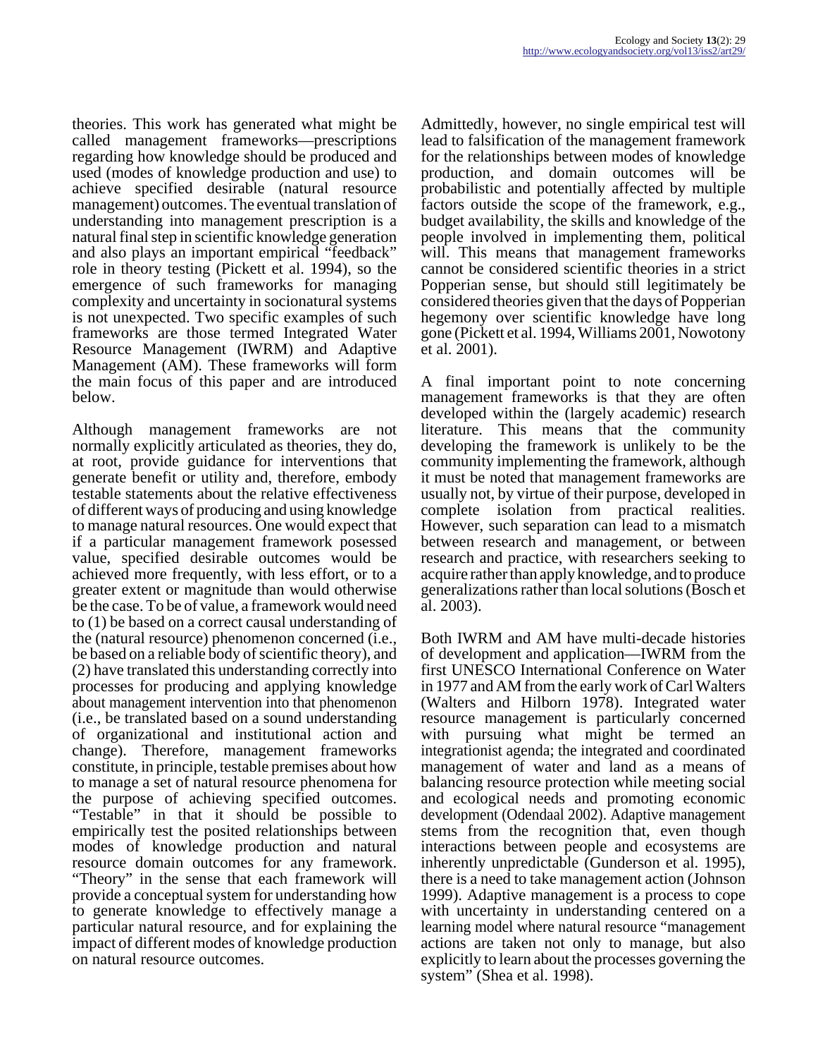theories. This work has generated what might be called management frameworks—prescriptions regarding how knowledge should be produced and used (modes of knowledge production and use) to achieve specified desirable (natural resource management) outcomes. The eventual translation of understanding into management prescription is a natural final step in scientific knowledge generation and also plays an important empirical "feedback" role in theory testing (Pickett et al. 1994), so the emergence of such frameworks for managing complexity and uncertainty in socionatural systems is not unexpected. Two specific examples of such frameworks are those termed Integrated Water Resource Management (IWRM) and Adaptive Management (AM). These frameworks will form the main focus of this paper and are introduced below.

Although management frameworks are not normally explicitly articulated as theories, they do, at root, provide guidance for interventions that generate benefit or utility and, therefore, embody testable statements about the relative effectiveness of different ways of producing and using knowledge to manage natural resources. One would expect that if a particular management framework posessed value, specified desirable outcomes would be achieved more frequently, with less effort, or to a greater extent or magnitude than would otherwise be the case. To be of value, a framework would need to (1) be based on a correct causal understanding of the (natural resource) phenomenon concerned (i.e., be based on a reliable body of scientific theory), and (2) have translated this understanding correctly into processes for producing and applying knowledge about management intervention into that phenomenon (i.e., be translated based on a sound understanding of organizational and institutional action and change). Therefore, management frameworks constitute, in principle, testable premises about how to manage a set of natural resource phenomena for the purpose of achieving specified outcomes. "Testable" in that it should be possible to empirically test the posited relationships between modes of knowledge production and natural resource domain outcomes for any framework. "Theory" in the sense that each framework will provide a conceptual system for understanding how to generate knowledge to effectively manage a particular natural resource, and for explaining the impact of different modes of knowledge production on natural resource outcomes.

Admittedly, however, no single empirical test will lead to falsification of the management framework for the relationships between modes of knowledge production, and domain outcomes will be probabilistic and potentially affected by multiple factors outside the scope of the framework, e.g., budget availability, the skills and knowledge of the people involved in implementing them, political will. This means that management frameworks cannot be considered scientific theories in a strict Popperian sense, but should still legitimately be considered theories given that the days of Popperian hegemony over scientific knowledge have long gone (Pickett et al. 1994, Williams 2001, Nowotony et al. 2001).

A final important point to note concerning management frameworks is that they are often developed within the (largely academic) research literature. This means that the community developing the framework is unlikely to be the community implementing the framework, although it must be noted that management frameworks are usually not, by virtue of their purpose, developed in complete isolation from practical realities. However, such separation can lead to a mismatch between research and management, or between research and practice, with researchers seeking to acquire rather than apply knowledge, and to produce generalizations rather than local solutions (Bosch et al. 2003).

Both IWRM and AM have multi-decade histories of development and application—IWRM from the first UNESCO International Conference on Water in 1977 and AM from the early work of Carl Walters (Walters and Hilborn 1978). Integrated water resource management is particularly concerned with pursuing what might be termed an integrationist agenda; the integrated and coordinated management of water and land as a means of balancing resource protection while meeting social and ecological needs and promoting economic development (Odendaal 2002). Adaptive management stems from the recognition that, even though interactions between people and ecosystems are inherently unpredictable (Gunderson et al. 1995), there is a need to take management action (Johnson 1999). Adaptive management is a process to cope with uncertainty in understanding centered on a learning model where natural resource "management actions are taken not only to manage, but also explicitly to learn about the processes governing the system" (Shea et al. 1998).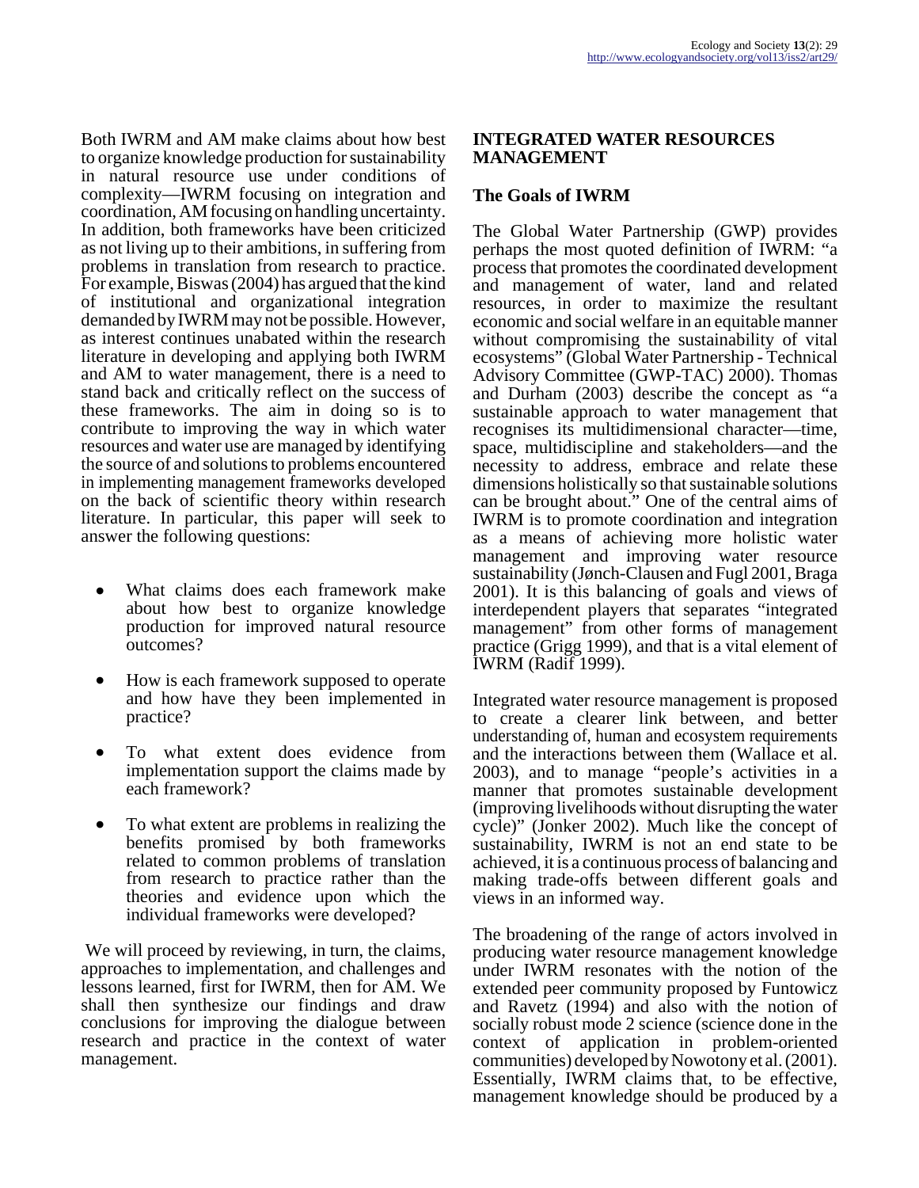Both IWRM and AM make claims about how best to organize knowledge production for sustainability in natural resource use under conditions of complexity—IWRM focusing on integration and coordination, AM focusing on handling uncertainty. In addition, both frameworks have been criticized as not living up to their ambitions, in suffering from problems in translation from research to practice. For example, Biswas (2004) has argued that the kind of institutional and organizational integration demanded by IWRM may not be possible. However, as interest continues unabated within the research literature in developing and applying both IWRM and AM to water management, there is a need to stand back and critically reflect on the success of these frameworks. The aim in doing so is to contribute to improving the way in which water resources and water use are managed by identifying the source of and solutions to problems encountered in implementing management frameworks developed on the back of scientific theory within research literature. In particular, this paper will seek to answer the following questions:

- What claims does each framework make about how best to organize knowledge production for improved natural resource outcomes?
- How is each framework supposed to operate and how have they been implemented in practice?
- To what extent does evidence from implementation support the claims made by each framework?
- To what extent are problems in realizing the benefits promised by both frameworks related to common problems of translation from research to practice rather than the theories and evidence upon which the individual frameworks were developed?

We will proceed by reviewing, in turn, the claims, approaches to implementation, and challenges and lessons learned, first for IWRM, then for AM. We shall then synthesize our findings and draw conclusions for improving the dialogue between research and practice in the context of water management.

## INTEGRATED WATER RESOURCES MANAGEMENT

### The Goals of IWRM

The Global Water Partnership (GWP) provides perhaps the most quoted definition of IWRM: "a process that promotes the coordinated development and management of water, land and related resources, in order to maximize the resultant economic and social welfare in an equitable manner without compromising the sustainability of vital ecosystems" (Global Water Partnership - Technical Advisory Committee (GWP-TAC) 2000). Thomas and Durham (2003) describe the concept as "a sustainable approach to water management that recognises its multidimensional character—time, space, multidiscipline and stakeholders—and the necessity to address, embrace and relate these dimensions holistically so that sustainable solutions can be brought about." One of the central aims of IWRM is to promote coordination and integration as a means of achieving more holistic water management and improving water resource sustainability (Jønch-Clausen and Fugl 2001, Braga 2001). It is this balancing of goals and views of interdependent players that separates "integrated management" from other forms of management practice (Grigg 1999), and that is a vital element of IWRM (Radif 1999).

Integrated water resource management is proposed to create a clearer link between, and better understanding of, human and ecosystem requirements and the interactions between them (Wallace et al. 2003), and to manage "people's activities in a manner that promotes sustainable development (improving livelihoods without disrupting the water cycle)" (Jonker 2002). Much like the concept of sustainability, IWRM is not an end state to be achieved, it is a continuous process of balancing and making trade-offs between different goals and views in an informed way.

The broadening of the range of actors involved in producing water resource management knowledge under IWRM resonates with the notion of the extended peer community proposed by Funtowicz and Ravetz (1994) and also with the notion of socially robust mode 2 science (science done in the context of application in problem-oriented communities) developed by Nowotony et al. (2001). Essentially, IWRM claims that, to be effective, management knowledge should be produced by a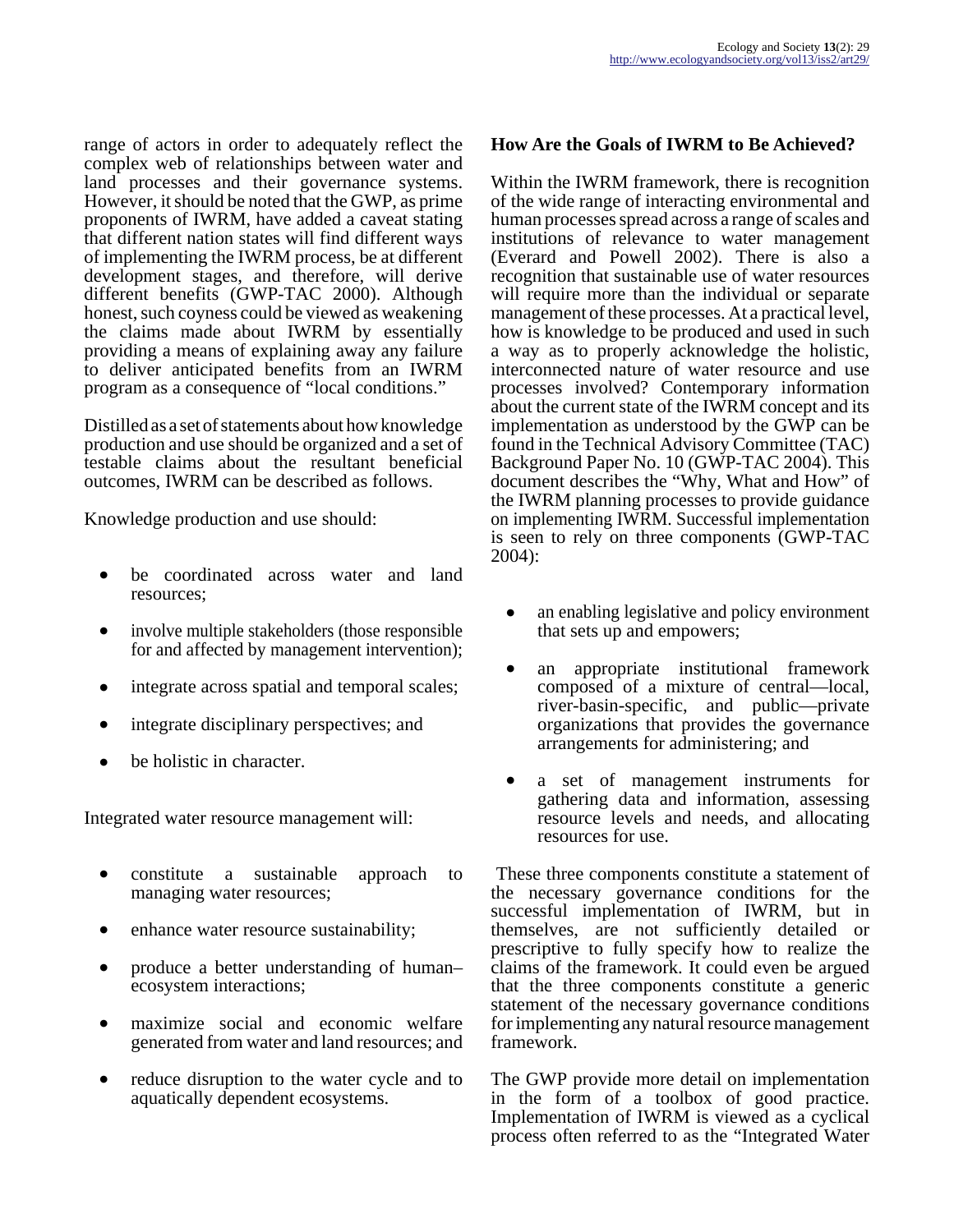range of actors in order to adequately reflect the complex web of relationships between water and land processes and their governance systems. However, it should be noted that the GWP, as prime proponents of IWRM, have added a caveat stating that different nation states will find different ways of implementing the IWRM process, be at different development stages, and therefore, will derive different benefits (GWP-TAC 2000). Although honest, such coyness could be viewed as weakening the claims made about IWRM by essentially providing a means of explaining away any failure to deliver anticipated benefits from an IWRM program as a consequence of "local conditions."

Distilled as a set of statements about how knowledge production and use should be organized and a set of testable claims about the resultant beneficial outcomes, IWRM can be described as follows.

Knowledge production and use should:

- be coordinated across water and land resources;
- involve multiple stakeholders (those responsible for and affected by management intervention);
- integrate across spatial and temporal scales;
- integrate disciplinary perspectives; and
- be holistic in character.

Integrated water resource management will:

- constitute a sustainable approach to managing water resources;
- enhance water resource sustainability;
- produce a better understanding of human–ecosystem interactions;
- maximize social and economic welfare generated from water and land resources; and
- reduce disruption to the water cycle and to aquatically dependent ecosystems.

### How Are the Goals of IWRM to Be Achieved?

Within the IWRM framework, there is recognition of the wide range of interacting environmental and human processes spread across a range of scales and institutions of relevance to water management (Everard and Powell 2002). There is also a recognition that sustainable use of water resources will require more than the individual or separate management of these processes. At a practical level, how is knowledge to be produced and used in such a way as to properly acknowledge the holistic, interconnected nature of water resource and use processes involved? Contemporary information about the current state of the IWRM concept and its implementation as understood by the GWP can be found in the Technical Advisory Committee (TAC) Background Paper No. 10 (GWP-TAC 2004). This document describes the "Why, What and How" of the IWRM planning processes to provide guidance on implementing IWRM. Successful implementation is seen to rely on three components (GWP-TAC 2004):

- an enabling legislative and policy environment that sets up and empowers;
- an appropriate institutional framework composed of a mixture of central—local, river-basin-specific, and public—private organizations that provides the governance arrangements for administering; and
- a set of management instruments for gathering data and information, assessing resource levels and needs, and allocating resources for use.

These three components constitute a statement of the necessary governance conditions for the successful implementation of IWRM, but in themselves, are not sufficiently detailed or prescriptive to fully specify how to realize the claims of the framework. It could even be argued that the three components constitute a generic statement of the necessary governance conditions for implementing any natural resource management framework.

The GWP provide more detail on implementation in the form of a toolbox of good practice. Implementation of IWRM is viewed as a cyclical process often referred to as the "Integrated Water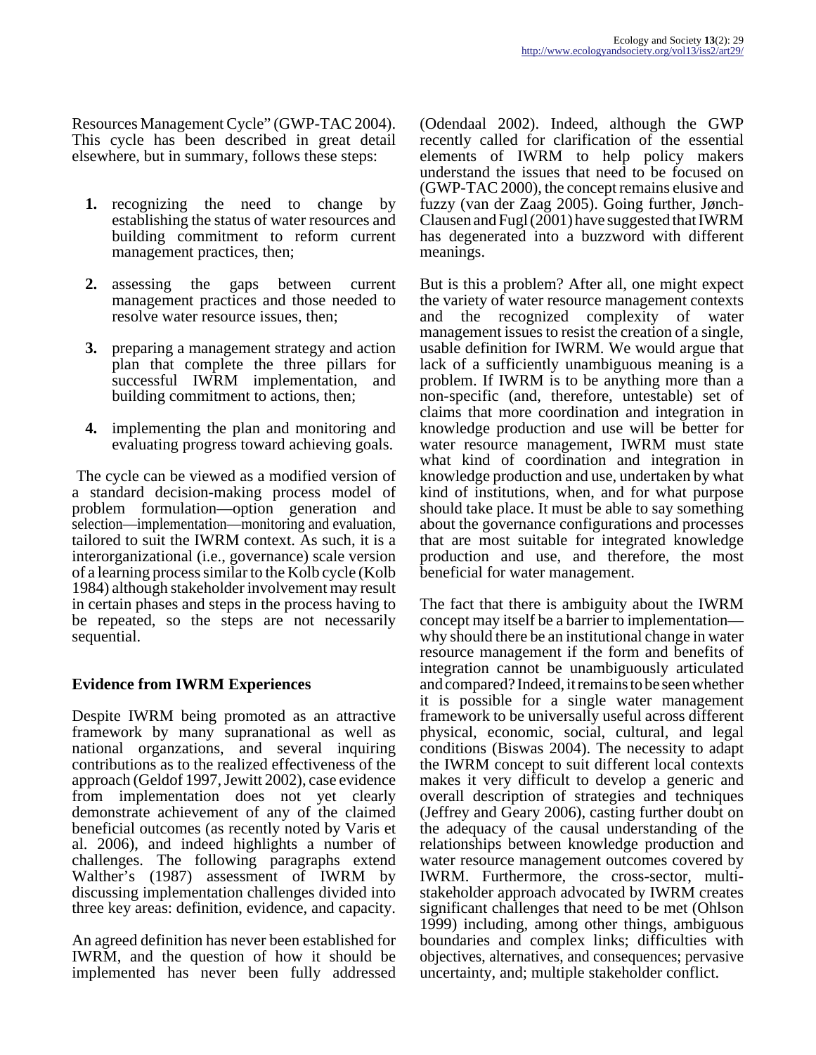Resources Management Cycle" (GWP-TAC 2004). This cycle has been described in great detail elsewhere, but in summary, follows these steps:

1. recognizing the need to change by establishing the status of water resources and building commitment to reform current management practices, then;
2. assessing the gaps between current management practices and those needed to resolve water resource issues, then;
3. preparing a management strategy and action plan that complete the three pillars for successful IWRM implementation, and building commitment to actions, then;
4. implementing the plan and monitoring and evaluating progress toward achieving goals.

The cycle can be viewed as a modified version of a standard decision-making process model of problem formulation—option generation and selection—implementation—monitoring and evaluation, tailored to suit the IWRM context. As such, it is a interorganizational (i.e., governance) scale version of a learning process similar to the Kolb cycle (Kolb 1984) although stakeholder involvement may result in certain phases and steps in the process having to be repeated, so the steps are not necessarily sequential.

## Evidence from IWRM Experiences

Despite IWRM being promoted as an attractive framework by many supranational as well as national organzations, and several inquiring contributions as to the realized effectiveness of the approach (Geldof 1997, Jewitt 2002), case evidence from implementation does not yet clearly demonstrate achievement of any of the claimed beneficial outcomes (as recently noted by Varis et al. 2006), and indeed highlights a number of challenges. The following paragraphs extend Walther's (1987) assessment of IWRM by discussing implementation challenges divided into three key areas: definition, evidence, and capacity.

An agreed definition has never been established for IWRM, and the question of how it should be implemented has never been fully addressed (Odendaal 2002). Indeed, although the GWP recently called for clarification of the essential elements of IWRM to help policy makers understand the issues that need to be focused on (GWP-TAC 2000), the concept remains elusive and fuzzy (van der Zaag 2005). Going further, Jønch-Clausen and Fugl (2001) have suggested that IWRM has degenerated into a buzzword with different meanings.

But is this a problem? After all, one might expect the variety of water resource management contexts and the recognized complexity of water management issues to resist the creation of a single, usable definition for IWRM. We would argue that lack of a sufficiently unambiguous meaning is a problem. If IWRM is to be anything more than a non-specific (and, therefore, untestable) set of claims that more coordination and integration in knowledge production and use will be better for water resource management, IWRM must state what kind of coordination and integration in knowledge production and use, undertaken by what kind of institutions, when, and for what purpose should take place. It must be able to say something about the governance configurations and processes that are most suitable for integrated knowledge production and use, and therefore, the most beneficial for water management.

The fact that there is ambiguity about the IWRM concept may itself be a barrier to implementation—why should there be an institutional change in water resource management if the form and benefits of integration cannot be unambiguously articulated and compared? Indeed, it remains to be seen whether it is possible for a single water management framework to be universally useful across different physical, economic, social, cultural, and legal conditions (Biswas 2004). The necessity to adapt the IWRM concept to suit different local contexts makes it very difficult to develop a generic and overall description of strategies and techniques (Jeffrey and Geary 2006), casting further doubt on the adequacy of the causal understanding of the relationships between knowledge production and water resource management outcomes covered by IWRM. Furthermore, the cross-sector, multi-stakeholder approach advocated by IWRM creates significant challenges that need to be met (Ohlson 1999) including, among other things, ambiguous boundaries and complex links; difficulties with objectives, alternatives, and consequences; pervasive uncertainty, and; multiple stakeholder conflict.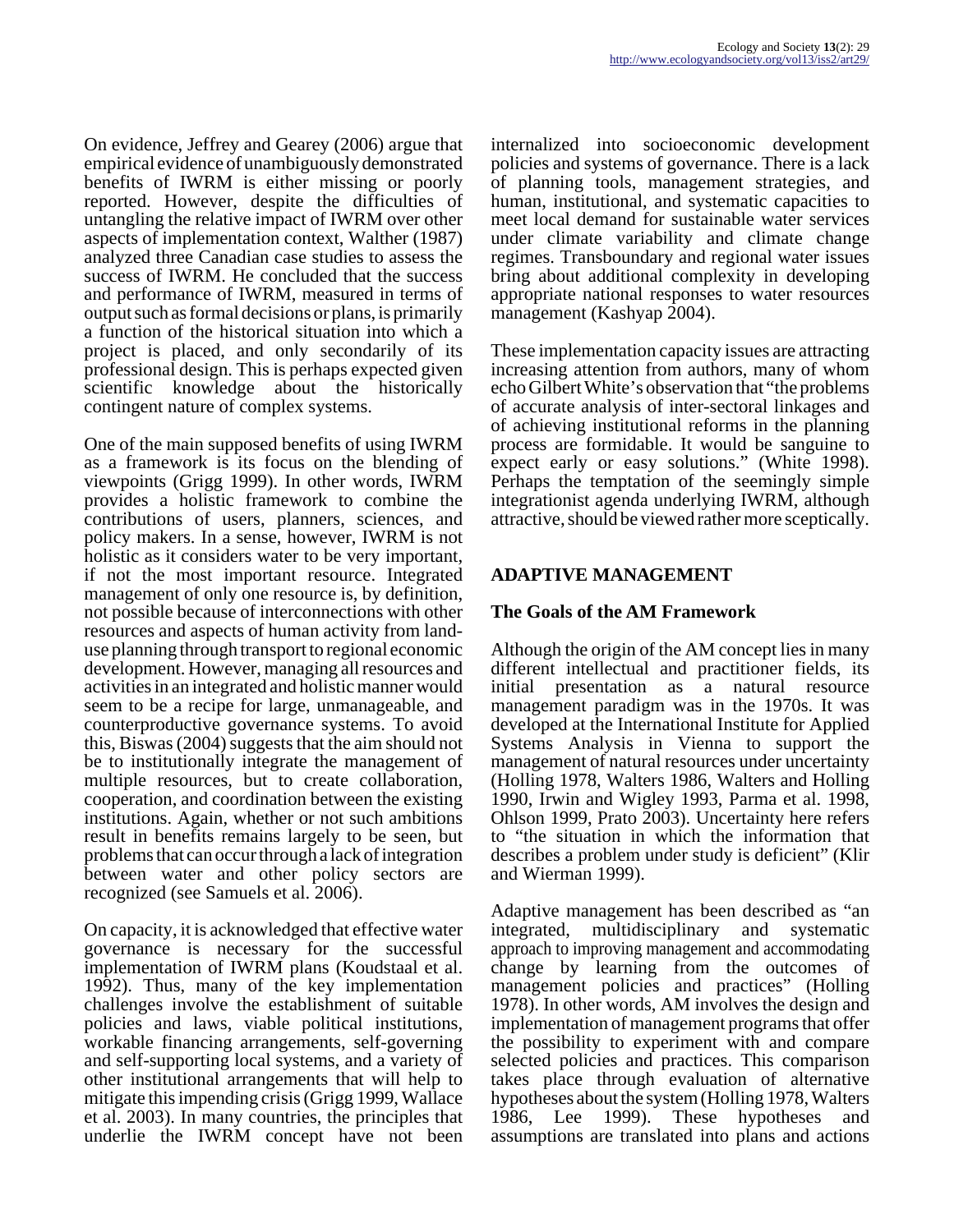On evidence, Jeffrey and Gearey (2006) argue that empirical evidence of unambiguously demonstrated benefits of IWRM is either missing or poorly reported. However, despite the difficulties of untangling the relative impact of IWRM over other aspects of implementation context, Walther (1987) analyzed three Canadian case studies to assess the success of IWRM. He concluded that the success and performance of IWRM, measured in terms of output such as formal decisions or plans, is primarily a function of the historical situation into which a project is placed, and only secondarily of its professional design. This is perhaps expected given scientific knowledge about the historically contingent nature of complex systems.

One of the main supposed benefits of using IWRM as a framework is its focus on the blending of viewpoints (Grigg 1999). In other words, IWRM provides a holistic framework to combine the contributions of users, planners, sciences, and policy makers. In a sense, however, IWRM is not holistic as it considers water to be very important, if not the most important resource. Integrated management of only one resource is, by definition, not possible because of interconnections with other resources and aspects of human activity from land-use planning through transport to regional economic development. However, managing all resources and activities in an integrated and holistic manner would seem to be a recipe for large, unmanageable, and counterproductive governance systems. To avoid this, Biswas (2004) suggests that the aim should not be to institutionally integrate the management of multiple resources, but to create collaboration, cooperation, and coordination between the existing institutions. Again, whether or not such ambitions result in benefits remains largely to be seen, but problems that can occur through a lack of integration between water and other policy sectors are recognized (see Samuels et al. 2006).

On capacity, it is acknowledged that effective water governance is necessary for the successful implementation of IWRM plans (Koudstaal et al. 1992). Thus, many of the key implementation challenges involve the establishment of suitable policies and laws, viable political institutions, workable financing arrangements, self-governing and self-supporting local systems, and a variety of other institutional arrangements that will help to mitigate this impending crisis (Grigg 1999, Wallace et al. 2003). In many countries, the principles that underlie the IWRM concept have not been internalized into socioeconomic development policies and systems of governance. There is a lack of planning tools, management strategies, and human, institutional, and systematic capacities to meet local demand for sustainable water services under climate variability and climate change regimes. Transboundary and regional water issues bring about additional complexity in developing appropriate national responses to water resources management (Kashyap 2004).

These implementation capacity issues are attracting increasing attention from authors, many of whom echo Gilbert White's observation that "the problems of accurate analysis of inter-sectoral linkages and of achieving institutional reforms in the planning process are formidable. It would be sanguine to expect early or easy solutions." (White 1998). Perhaps the temptation of the seemingly simple integrationist agenda underlying IWRM, although attractive, should be viewed rather more sceptically.

## ADAPTIVE MANAGEMENT

### The Goals of the AM Framework

Although the origin of the AM concept lies in many different intellectual and practitioner fields, its initial presentation as a natural resource management paradigm was in the 1970s. It was developed at the International Institute for Applied Systems Analysis in Vienna to support the management of natural resources under uncertainty (Holling 1978, Walters 1986, Walters and Holling 1990, Irwin and Wigley 1993, Parma et al. 1998, Ohlson 1999, Prato 2003). Uncertainty here refers to "the situation in which the information that describes a problem under study is deficient" (Klir and Wierman 1999).

Adaptive management has been described as "an integrated, multidisciplinary and systematic approach to improving management and accommodating change by learning from the outcomes of management policies and practices" (Holling 1978). In other words, AM involves the design and implementation of management programs that offer the possibility to experiment with and compare selected policies and practices. This comparison takes place through evaluation of alternative hypotheses about the system (Holling 1978, Walters 1986, Lee 1999). These hypotheses and assumptions are translated into plans and actions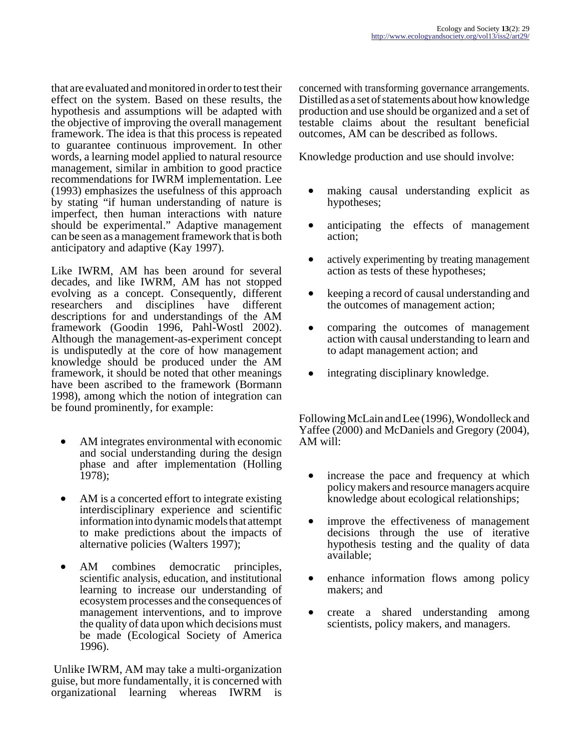that are evaluated and monitored in order to test their effect on the system. Based on these results, the hypothesis and assumptions will be adapted with the objective of improving the overall management framework. The idea is that this process is repeated to guarantee continuous improvement. In other words, a learning model applied to natural resource management, similar in ambition to good practice recommendations for IWRM implementation. Lee (1993) emphasizes the usefulness of this approach by stating "if human understanding of nature is imperfect, then human interactions with nature should be experimental." Adaptive management can be seen as a management framework that is both anticipatory and adaptive (Kay 1997).

Like IWRM, AM has been around for several decades, and like IWRM, AM has not stopped evolving as a concept. Consequently, different researchers and disciplines have different descriptions for and understandings of the AM framework (Goodin 1996, Pahl-Wostl 2002). Although the management-as-experiment concept is undisputedly at the core of how management knowledge should be produced under the AM framework, it should be noted that other meanings have been ascribed to the framework (Bormann 1998), among which the notion of integration can be found prominently, for example:

- AM integrates environmental with economic and social understanding during the design phase and after implementation (Holling 1978);
- AM is a concerted effort to integrate existing interdisciplinary experience and scientific information into dynamic models that attempt to make predictions about the impacts of alternative policies (Walters 1997);
- AM combines democratic principles, scientific analysis, education, and institutional learning to increase our understanding of ecosystem processes and the consequences of management interventions, and to improve the quality of data upon which decisions must be made (Ecological Society of America 1996).

Unlike IWRM, AM may take a multi-organization guise, but more fundamentally, it is concerned with organizational learning whereas IWRM is concerned with transforming governance arrangements. Distilled as a set of statements about how knowledge production and use should be organized and a set of testable claims about the resultant beneficial outcomes, AM can be described as follows.

Knowledge production and use should involve:

- making causal understanding explicit as hypotheses;
- anticipating the effects of management action;
- actively experimenting by treating management action as tests of these hypotheses;
- keeping a record of causal understanding and the outcomes of management action;
- comparing the outcomes of management action with causal understanding to learn and to adapt management action; and
- integrating disciplinary knowledge.

Following McLain and Lee (1996), Wondolleck and Yaffee (2000) and McDaniels and Gregory (2004), AM will:

- increase the pace and frequency at which policy makers and resource managers acquire knowledge about ecological relationships;
- improve the effectiveness of management decisions through the use of iterative hypothesis testing and the quality of data available;
- enhance information flows among policy makers; and
- create a shared understanding among scientists, policy makers, and managers.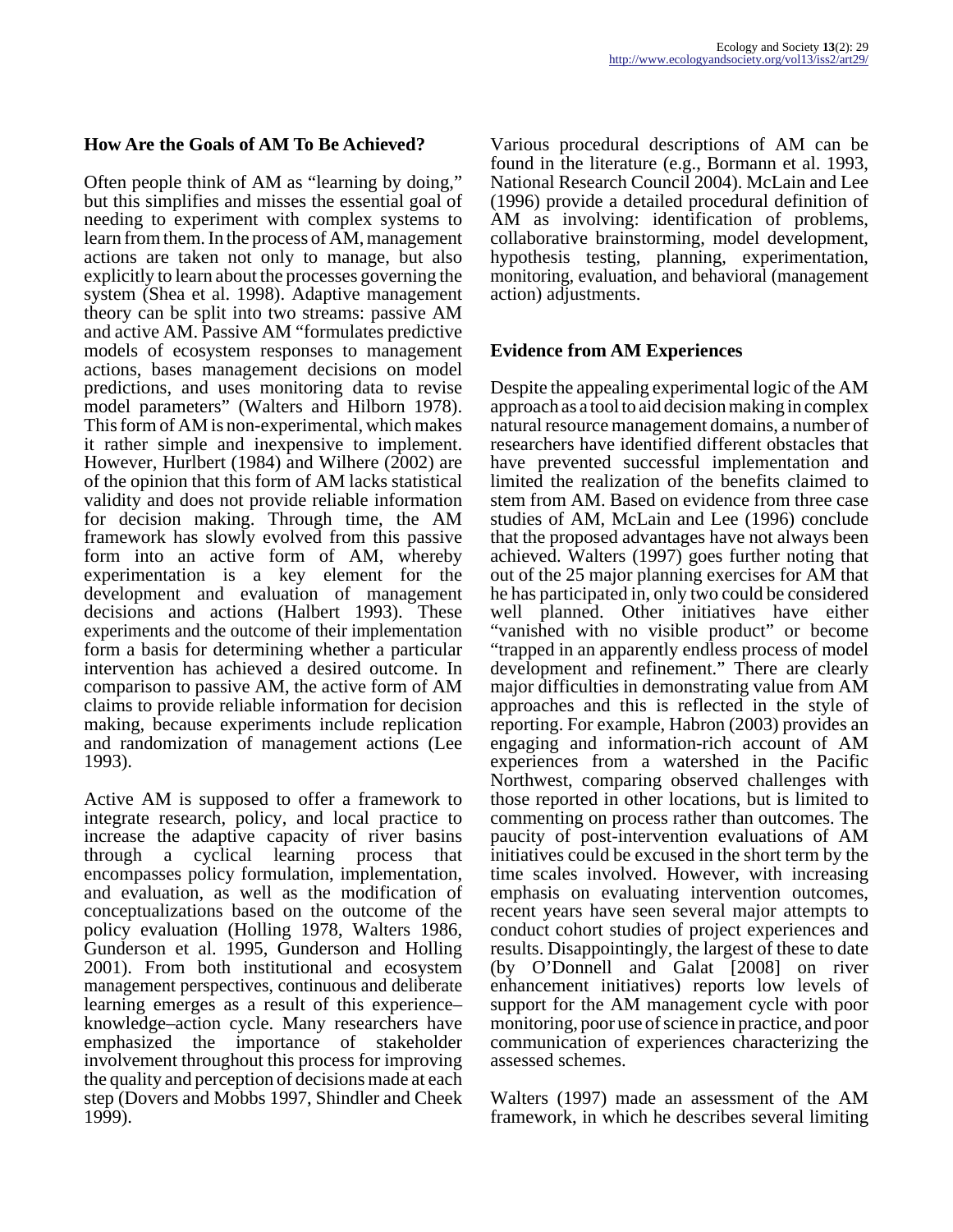### How Are the Goals of AM To Be Achieved?

Often people think of AM as "learning by doing," but this simplifies and misses the essential goal of needing to experiment with complex systems to learn from them. In the process of AM, management actions are taken not only to manage, but also explicitly to learn about the processes governing the system (Shea et al. 1998). Adaptive management theory can be split into two streams: passive AM and active AM. Passive AM "formulates predictive models of ecosystem responses to management actions, bases management decisions on model predictions, and uses monitoring data to revise model parameters" (Walters and Hilborn 1978). This form of AM is non-experimental, which makes it rather simple and inexpensive to implement. However, Hurlbert (1984) and Wilhere (2002) are of the opinion that this form of AM lacks statistical validity and does not provide reliable information for decision making. Through time, the AM framework has slowly evolved from this passive form into an active form of AM, whereby experimentation is a key element for the development and evaluation of management decisions and actions (Halbert 1993). These experiments and the outcome of their implementation form a basis for determining whether a particular intervention has achieved a desired outcome. In comparison to passive AM, the active form of AM claims to provide reliable information for decision making, because experiments include replication and randomization of management actions (Lee 1993).

Active AM is supposed to offer a framework to integrate research, policy, and local practice to increase the adaptive capacity of river basins through a cyclical learning process that encompasses policy formulation, implementation, and evaluation, as well as the modification of conceptualizations based on the outcome of the policy evaluation (Holling 1978, Walters 1986, Gunderson et al. 1995, Gunderson and Holling 2001). From both institutional and ecosystem management perspectives, continuous and deliberate learning emerges as a result of this experience–knowledge–action cycle. Many researchers have emphasized the importance of stakeholder involvement throughout this process for improving the quality and perception of decisions made at each step (Dovers and Mobbs 1997, Shindler and Cheek 1999).

Various procedural descriptions of AM can be found in the literature (e.g., Bormann et al. 1993, National Research Council 2004). McLain and Lee (1996) provide a detailed procedural definition of AM as involving: identification of problems, collaborative brainstorming, model development, hypothesis testing, planning, experimentation, monitoring, evaluation, and behavioral (management action) adjustments.

### Evidence from AM Experiences

Despite the appealing experimental logic of the AM approach as a tool to aid decision making in complex natural resource management domains, a number of researchers have identified different obstacles that have prevented successful implementation and limited the realization of the benefits claimed to stem from AM. Based on evidence from three case studies of AM, McLain and Lee (1996) conclude that the proposed advantages have not always been achieved. Walters (1997) goes further noting that out of the 25 major planning exercises for AM that he has participated in, only two could be considered well planned. Other initiatives have either "vanished with no visible product" or become "trapped in an apparently endless process of model development and refinement." There are clearly major difficulties in demonstrating value from AM approaches and this is reflected in the style of reporting. For example, Habron (2003) provides an engaging and information-rich account of AM experiences from a watershed in the Pacific Northwest, comparing observed challenges with those reported in other locations, but is limited to commenting on process rather than outcomes. The paucity of post-intervention evaluations of AM initiatives could be excused in the short term by the time scales involved. However, with increasing emphasis on evaluating intervention outcomes, recent years have seen several major attempts to conduct cohort studies of project experiences and results. Disappointingly, the largest of these to date (by O'Donnell and Galat [2008] on river enhancement initiatives) reports low levels of support for the AM management cycle with poor monitoring, poor use of science in practice, and poor communication of experiences characterizing the assessed schemes.

Walters (1997) made an assessment of the AM framework, in which he describes several limiting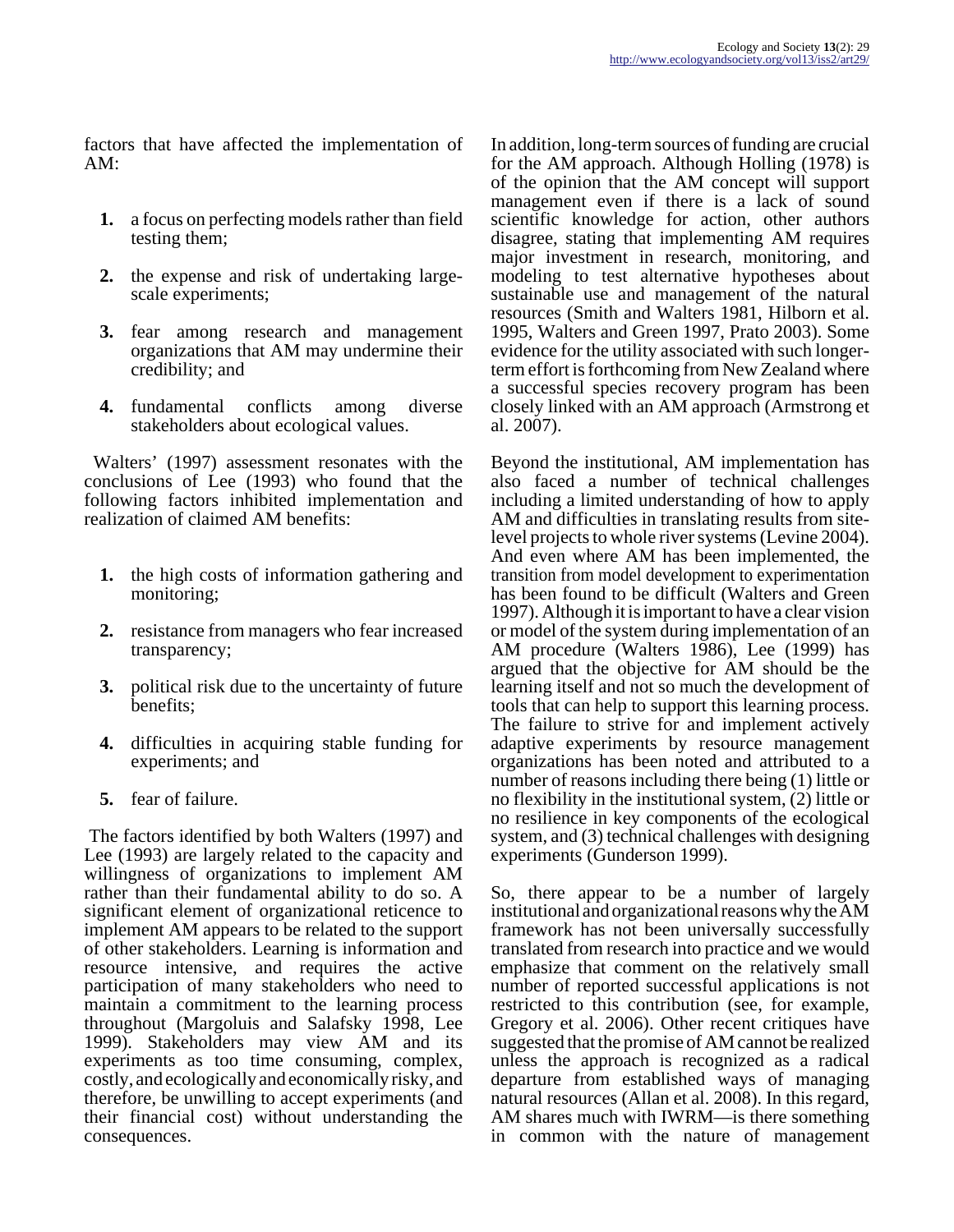factors that have affected the implementation of AM:

1. a focus on perfecting models rather than field testing them;
2. the expense and risk of undertaking large-scale experiments;
3. fear among research and management organizations that AM may undermine their credibility; and
4. fundamental conflicts among diverse stakeholders about ecological values.

Walters' (1997) assessment resonates with the conclusions of Lee (1993) who found that the following factors inhibited implementation and realization of claimed AM benefits:

1. the high costs of information gathering and monitoring;
2. resistance from managers who fear increased transparency;
3. political risk due to the uncertainty of future benefits;
4. difficulties in acquiring stable funding for experiments; and
5. fear of failure.

The factors identified by both Walters (1997) and Lee (1993) are largely related to the capacity and willingness of organizations to implement AM rather than their fundamental ability to do so. A significant element of organizational reticence to implement AM appears to be related to the support of other stakeholders. Learning is information and resource intensive, and requires the active participation of many stakeholders who need to maintain a commitment to the learning process throughout (Margoluis and Salafsky 1998, Lee 1999). Stakeholders may view AM and its experiments as too time consuming, complex, costly, and ecologically and economically risky, and therefore, be unwilling to accept experiments (and their financial cost) without understanding the consequences.

In addition, long-term sources of funding are crucial for the AM approach. Although Holling (1978) is of the opinion that the AM concept will support management even if there is a lack of sound scientific knowledge for action, other authors disagree, stating that implementing AM requires major investment in research, monitoring, and modeling to test alternative hypotheses about sustainable use and management of the natural resources (Smith and Walters 1981, Hilborn et al. 1995, Walters and Green 1997, Prato 2003). Some evidence for the utility associated with such longer-term effort is forthcoming from New Zealand where a successful species recovery program has been closely linked with an AM approach (Armstrong et al. 2007).

Beyond the institutional, AM implementation has also faced a number of technical challenges including a limited understanding of how to apply AM and difficulties in translating results from site-level projects to whole river systems (Levine 2004). And even where AM has been implemented, the transition from model development to experimentation has been found to be difficult (Walters and Green 1997). Although it is important to have a clear vision or model of the system during implementation of an AM procedure (Walters 1986), Lee (1999) has argued that the objective for AM should be the learning itself and not so much the development of tools that can help to support this learning process. The failure to strive for and implement actively adaptive experiments by resource management organizations has been noted and attributed to a number of reasons including there being (1) little or no flexibility in the institutional system, (2) little or no resilience in key components of the ecological system, and (3) technical challenges with designing experiments (Gunderson 1999).

So, there appear to be a number of largely institutional and organizational reasons why the AM framework has not been universally successfully translated from research into practice and we would emphasize that comment on the relatively small number of reported successful applications is not restricted to this contribution (see, for example, Gregory et al. 2006). Other recent critiques have suggested that the promise of AM cannot be realized unless the approach is recognized as a radical departure from established ways of managing natural resources (Allan et al. 2008). In this regard, AM shares much with IWRM—is there something in common with the nature of management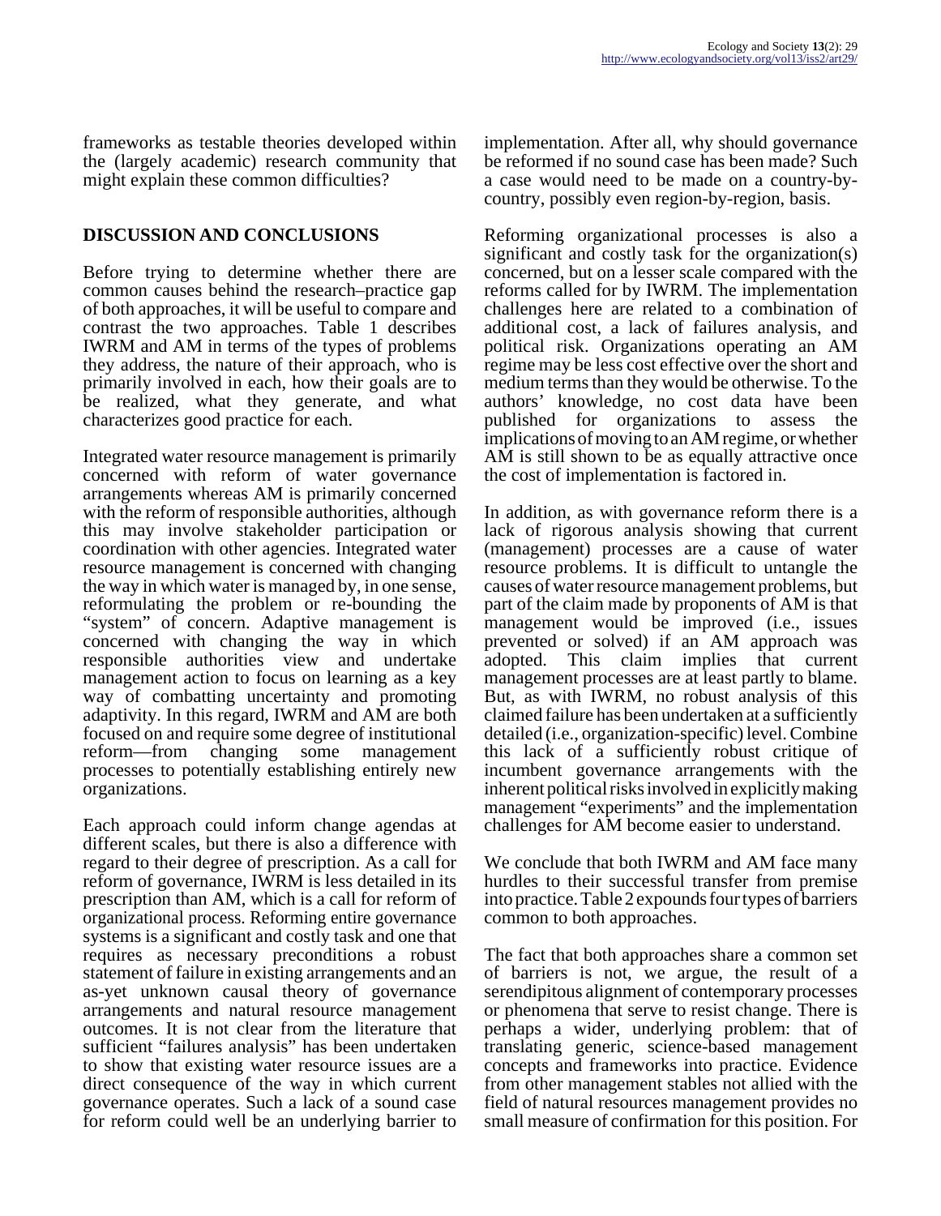frameworks as testable theories developed within the (largely academic) research community that might explain these common difficulties?

## DISCUSSION AND CONCLUSIONS

Before trying to determine whether there are common causes behind the research–practice gap of both approaches, it will be useful to compare and contrast the two approaches. Table 1 describes IWRM and AM in terms of the types of problems they address, the nature of their approach, who is primarily involved in each, how their goals are to be realized, what they generate, and what characterizes good practice for each.

Integrated water resource management is primarily concerned with reform of water governance arrangements whereas AM is primarily concerned with the reform of responsible authorities, although this may involve stakeholder participation or coordination with other agencies. Integrated water resource management is concerned with changing the way in which water is managed by, in one sense, reformulating the problem or re-bounding the "system" of concern. Adaptive management is concerned with changing the way in which responsible authorities view and undertake management action to focus on learning as a key way of combatting uncertainty and promoting adaptivity. In this regard, IWRM and AM are both focused on and require some degree of institutional reform—from changing some management processes to potentially establishing entirely new organizations.

Each approach could inform change agendas at different scales, but there is also a difference with regard to their degree of prescription. As a call for reform of governance, IWRM is less detailed in its prescription than AM, which is a call for reform of organizational process. Reforming entire governance systems is a significant and costly task and one that requires as necessary preconditions a robust statement of failure in existing arrangements and an as-yet unknown causal theory of governance arrangements and natural resource management outcomes. It is not clear from the literature that sufficient "failures analysis" has been undertaken to show that existing water resource issues are a direct consequence of the way in which current governance operates. Such a lack of a sound case for reform could well be an underlying barrier to implementation. After all, why should governance be reformed if no sound case has been made? Such a case would need to be made on a country-by-country, possibly even region-by-region, basis.

Reforming organizational processes is also a significant and costly task for the organization(s) concerned, but on a lesser scale compared with the reforms called for by IWRM. The implementation challenges here are related to a combination of additional cost, a lack of failures analysis, and political risk. Organizations operating an AM regime may be less cost effective over the short and medium terms than they would be otherwise. To the authors' knowledge, no cost data have been published for organizations to assess the implications of moving to an AM regime, or whether AM is still shown to be as equally attractive once the cost of implementation is factored in.

In addition, as with governance reform there is a lack of rigorous analysis showing that current (management) processes are a cause of water resource problems. It is difficult to untangle the causes of water resource management problems, but part of the claim made by proponents of AM is that management would be improved (i.e., issues prevented or solved) if an AM approach was adopted. This claim implies that current management processes are at least partly to blame. But, as with IWRM, no robust analysis of this claimed failure has been undertaken at a sufficiently detailed (i.e., organization-specific) level. Combine this lack of a sufficiently robust critique of incumbent governance arrangements with the inherent political risks involved in explicitly making management "experiments" and the implementation challenges for AM become easier to understand.

We conclude that both IWRM and AM face many hurdles to their successful transfer from premise into practice. Table 2 expounds four types of barriers common to both approaches.

The fact that both approaches share a common set of barriers is not, we argue, the result of a serendipitous alignment of contemporary processes or phenomena that serve to resist change. There is perhaps a wider, underlying problem: that of translating generic, science-based management concepts and frameworks into practice. Evidence from other management stables not allied with the field of natural resources management provides no small measure of confirmation for this position. For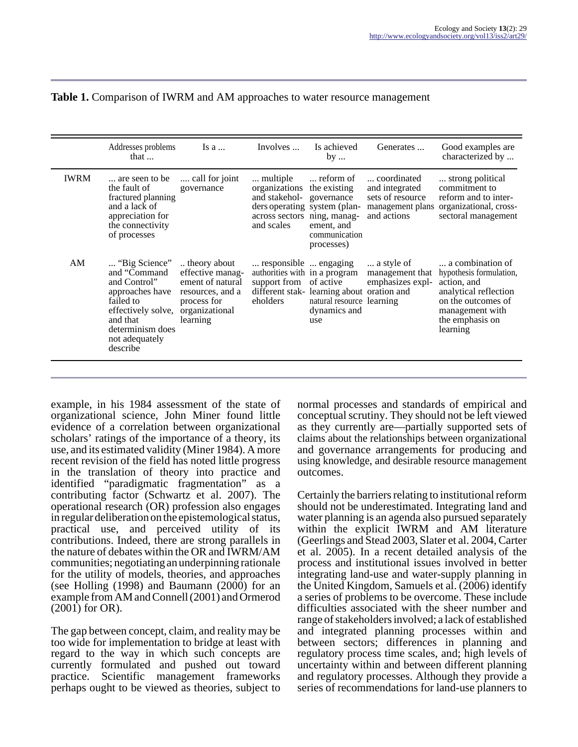**Table 1.** Comparison of IWRM and AM approaches to water resource management

| | Addresses problems that ... | Is a ... | Involves ... | Is achieved by ... | Generates ... | Good examples are characterized by ... |
|---|---|---|---|---|---|---|
| IWRM | ... are seen to be the fault of fractured planning and a lack of appreciation for the connectivity of processes | .... call for joint governance | ... multiple organizations and stakeholders operating across sectors and scales | ... reform of the existing governance system (planning, management, and communication processes) | ... coordinated and integrated sets of resource management plans and actions | ... strong political commitment to reform and to inter-organizational, cross-sectoral management |
| AM | ... "Big Science" and "Command and Control" approaches have failed to effectively solve, and that determinism does not adequately describe | .. theory about effective management of natural resources, and a process for organizational learning | ... responsible authorities with support from different stakeholders | ... engaging in a program of active learning about natural resource dynamics and use | ... a style of management that emphasizes exploration and learning | ... a combination of hypothesis formulation, action, and analytical reflection on the outcomes of management with the emphasis on learning |

example, in his 1984 assessment of the state of organizational science, John Miner found little evidence of a correlation between organizational scholars' ratings of the importance of a theory, its use, and its estimated validity (Miner 1984). A more recent revision of the field has noted little progress in the translation of theory into practice and identified "paradigmatic fragmentation" as a contributing factor (Schwartz et al. 2007). The operational research (OR) profession also engages in regular deliberation on the epistemological status, practical use, and perceived utility of its contributions. Indeed, there are strong parallels in the nature of debates within the OR and IWRM/AM communities; negotiating an underpinning rationale for the utility of models, theories, and approaches (see Holling (1998) and Baumann (2000) for an example from AM and Connell (2001) and Ormerod (2001) for OR).

The gap between concept, claim, and reality may be too wide for implementation to bridge at least with regard to the way in which such concepts are currently formulated and pushed out toward practice. Scientific management frameworks perhaps ought to be viewed as theories, subject to normal processes and standards of empirical and conceptual scrutiny. They should not be left viewed as they currently are—partially supported sets of claims about the relationships between organizational and governance arrangements for producing and using knowledge, and desirable resource management outcomes.

Certainly the barriers relating to institutional reform should not be underestimated. Integrating land and water planning is an agenda also pursued separately within the explicit IWRM and AM literature (Geerlings and Stead 2003, Slater et al. 2004, Carter et al. 2005). In a recent detailed analysis of the process and institutional issues involved in better integrating land-use and water-supply planning in the United Kingdom, Samuels et al. (2006) identify a series of problems to be overcome. These include difficulties associated with the sheer number and range of stakeholders involved; a lack of established and integrated planning processes within and between sectors; differences in planning and regulatory process time scales, and; high levels of uncertainty within and between different planning and regulatory processes. Although they provide a series of recommendations for land-use planners to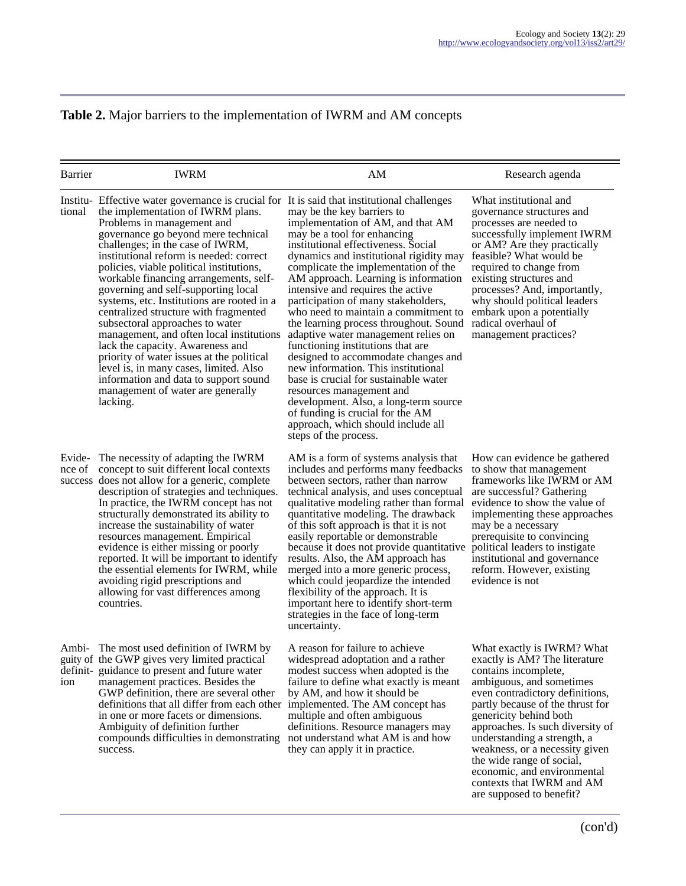**Table 2.** Major barriers to the implementation of IWRM and AM concepts

| Barrier | IWRM | AM | Research agenda |
|---|---|---|---|
| Institutional | Effective water governance is crucial for the implementation of IWRM plans. Problems in management and governance go beyond mere technical challenges; in the case of IWRM, institutional reform is needed: correct policies, viable political institutions, workable financing arrangements, self-governing and self-supporting local systems, etc. Institutions are rooted in a centralized structure with fragmented subsectoral approaches to water management, and often local institutions lack the capacity. Awareness and priority of water issues at the political level is, in many cases, limited. Also information and data to support sound management of water are generally lacking. | It is said that institutional challenges may be the key barriers to implementation of AM, and that AM may be a tool for enhancing institutional effectiveness. Social dynamics and institutional rigidity may complicate the implementation of the AM approach. Learning is information intensive and requires the active participation of many stakeholders, who need to maintain a commitment to the learning process throughout. Sound adaptive water management relies on functioning institutions that are designed to accommodate changes and new information. This institutional base is crucial for sustainable water resources management and development. Also, a long-term source of funding is crucial for the AM approach, which should include all steps of the process. | What institutional and governance structures and processes are needed to successfully implement IWRM or AM? Are they practically feasible? What would be required to change from existing structures and processes? And, importantly, why should political leaders embark upon a potentially radical overhaul of management practices? |
| Evidence of success | The necessity of adapting the IWRM concept to suit different local contexts does not allow for a generic, complete description of strategies and techniques. In practice, the IWRM concept has not structurally demonstrated its ability to increase the sustainability of water resources management. Empirical evidence is either missing or poorly reported. It will be important to identify the essential elements for IWRM, while avoiding rigid prescriptions and allowing for vast differences among countries. | AM is a form of systems analysis that includes and performs many feedbacks between sectors, rather than narrow technical analysis, and uses conceptual qualitative modeling rather than formal quantitative modeling. The drawback of this soft approach is that it is not easily reportable or demonstrable because it does not provide quantitative results. Also, the AM approach has merged into a more generic process, which could jeopardize the intended flexibility of the approach. It is important here to identify short-term strategies in the face of long-term uncertainty. | How can evidence be gathered to show that management frameworks like IWRM or AM are successful? Gathering evidence to show the value of implementing these approaches may be a necessary prerequisite to convincing political leaders to instigate institutional and governance reform. However, existing evidence is not |
| Ambiguity of definition | The most used definition of IWRM by the GWP gives very limited practical guidance to present and future water management practices. Besides the GWP definition, there are several other definitions that all differ from each other in one or more facets or dimensions. Ambiguity of definition further compounds difficulties in demonstrating success. | A reason for failure to achieve widespread adoptation and a rather modest success when adopted is the failure to define what exactly is meant by AM, and how it should be implemented. The AM concept has multiple and often ambiguous definitions. Resource managers may not understand what AM is and how they can apply it in practice. | What exactly is IWRM? What exactly is AM? The literature contains incomplete, ambiguous, and sometimes even contradictory definitions, partly because of the thrust for genericity behind both approaches. Is such diversity of understanding a strength, a weakness, or a necessity given the wide range of social, economic, and environmental contexts that IWRM and AM are supposed to benefit? |

(con'd)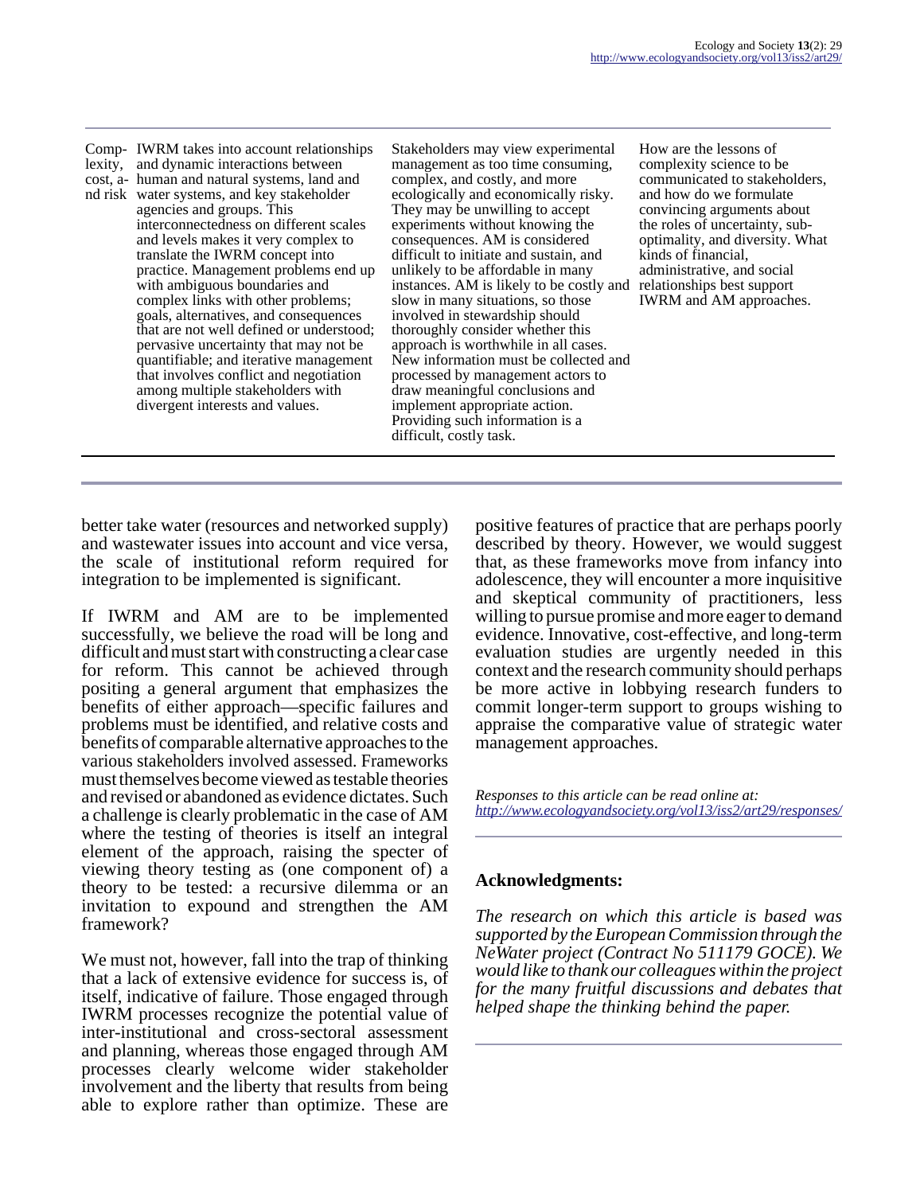| Complexity, cost, and risk | IWRM takes into account relationships and dynamic interactions between human and natural systems, land and water systems, and key stakeholder agencies and groups. This interconnectedness on different scales and levels makes it very complex to translate the IWRM concept into practice. Management problems end up with ambiguous boundaries and complex links with other problems; goals, alternatives, and consequences that are not well defined or understood; pervasive uncertainty that may not be quantifiable; and iterative management that involves conflict and negotiation among multiple stakeholders with divergent interests and values. | Stakeholders may view experimental management as too time consuming, complex, and costly, and more ecologically and economically risky. They may be unwilling to accept experiments without knowing the consequences. AM is considered difficult to initiate and sustain, and unlikely to be affordable in many instances. AM is likely to be costly and slow in many situations, so those involved in stewardship should thoroughly consider whether this approach is worthwhile in all cases. New information must be collected and processed by management actors to draw meaningful conclusions and implement appropriate action. Providing such information is a difficult, costly task. | How are the lessons of complexity science to be communicated to stakeholders, and how do we formulate convincing arguments about the roles of uncertainty, sub-optimality, and diversity. What kinds of financial, administrative, and social relationships best support IWRM and AM approaches. |
|---|---|---|---|

better take water (resources and networked supply) and wastewater issues into account and vice versa, the scale of institutional reform required for integration to be implemented is significant.

If IWRM and AM are to be implemented successfully, we believe the road will be long and difficult and must start with constructing a clear case for reform. This cannot be achieved through positing a general argument that emphasizes the benefits of either approach—specific failures and problems must be identified, and relative costs and benefits of comparable alternative approaches to the various stakeholders involved assessed. Frameworks must themselves become viewed as testable theories and revised or abandoned as evidence dictates. Such a challenge is clearly problematic in the case of AM where the testing of theories is itself an integral element of the approach, raising the specter of viewing theory testing as (one component of) a theory to be tested: a recursive dilemma or an invitation to expound and strengthen the AM framework?

We must not, however, fall into the trap of thinking that a lack of extensive evidence for success is, of itself, indicative of failure. Those engaged through IWRM processes recognize the potential value of inter-institutional and cross-sectoral assessment and planning, whereas those engaged through AM processes clearly welcome wider stakeholder involvement and the liberty that results from being able to explore rather than optimize. These are positive features of practice that are perhaps poorly described by theory. However, we would suggest that, as these frameworks move from infancy into adolescence, they will encounter a more inquisitive and skeptical community of practitioners, less willing to pursue promise and more eager to demand evidence. Innovative, cost-effective, and long-term evaluation studies are urgently needed in this context and the research community should perhaps be more active in lobbying research funders to commit longer-term support to groups wishing to appraise the comparative value of strategic water management approaches.

*Responses to this article can be read online at: http://www.ecologyandsociety.org/vol13/iss2/art29/responses/*

## Acknowledgments:

*The research on which this article is based was supported by the European Commission through the NeWater project (Contract No 511179 GOCE). We would like to thank our colleagues within the project for the many fruitful discussions and debates that helped shape the thinking behind the paper.*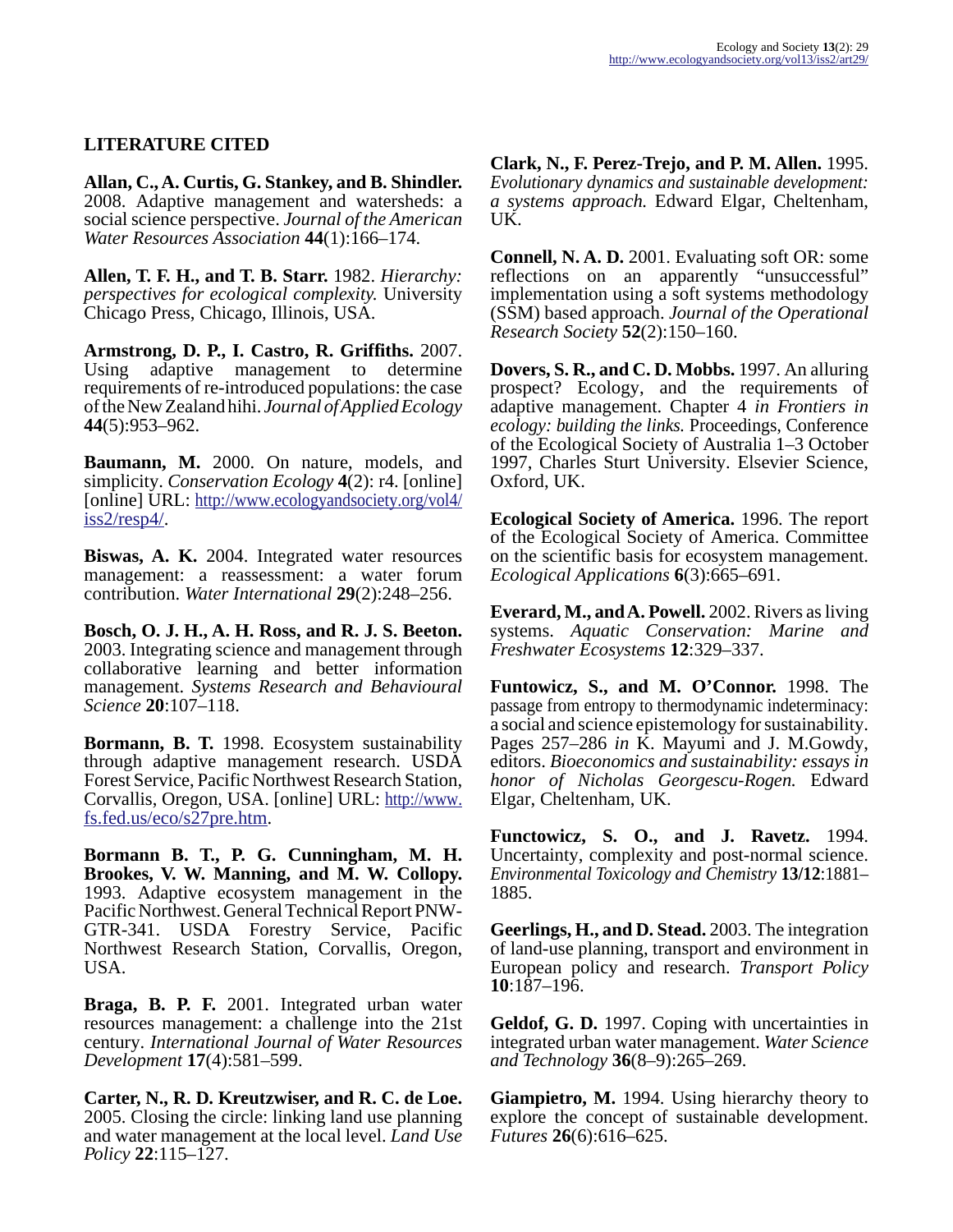## LITERATURE CITED

**Allan, C., A. Curtis, G. Stankey, and B. Shindler.** 2008. Adaptive management and watersheds: a social science perspective. *Journal of the American Water Resources Association* **44**(1):166–174.

**Allen, T. F. H., and T. B. Starr.** 1982. *Hierarchy: perspectives for ecological complexity.* University Chicago Press, Chicago, Illinois, USA.

**Armstrong, D. P., I. Castro, R. Griffiths.** 2007. Using adaptive management to determine requirements of re-introduced populations: the case of the New Zealand hihi. *Journal of Applied Ecology* **44**(5):953–962.

**Baumann, M.** 2000. On nature, models, and simplicity. *Conservation Ecology* **4**(2): r4. [online] [online] URL: http://www.ecologyandsociety.org/vol4/iss2/resp4/.

**Biswas, A. K.** 2004. Integrated water resources management: a reassessment: a water forum contribution. *Water International* **29**(2):248–256.

**Bosch, O. J. H., A. H. Ross, and R. J. S. Beeton.** 2003. Integrating science and management through collaborative learning and better information management. *Systems Research and Behavioural Science* **20**:107–118.

**Bormann, B. T.** 1998. Ecosystem sustainability through adaptive management research. USDA Forest Service, Pacific Northwest Research Station, Corvallis, Oregon, USA. [online] URL: http://www.fs.fed.us/eco/s27pre.htm.

**Bormann B. T., P. G. Cunningham, M. H. Brookes, V. W. Manning, and M. W. Collopy.** 1993. Adaptive ecosystem management in the Pacific Northwest. General Technical Report PNW-GTR-341. USDA Forestry Service, Pacific Northwest Research Station, Corvallis, Oregon, USA.

**Braga, B. P. F.** 2001. Integrated urban water resources management: a challenge into the 21st century. *International Journal of Water Resources Development* **17**(4):581–599.

**Carter, N., R. D. Kreutzwiser, and R. C. de Loe.** 2005. Closing the circle: linking land use planning and water management at the local level. *Land Use Policy* **22**:115–127.

**Clark, N., F. Perez-Trejo, and P. M. Allen.** 1995. *Evolutionary dynamics and sustainable development: a systems approach.* Edward Elgar, Cheltenham, UK.

**Connell, N. A. D.** 2001. Evaluating soft OR: some reflections on an apparently "unsuccessful" implementation using a soft systems methodology (SSM) based approach. *Journal of the Operational Research Society* **52**(2):150–160.

**Dovers, S. R., and C. D. Mobbs.** 1997. An alluring prospect? Ecology, and the requirements of adaptive management. Chapter 4 *in Frontiers in ecology: building the links.* Proceedings, Conference of the Ecological Society of Australia 1–3 October 1997, Charles Sturt University. Elsevier Science, Oxford, UK.

**Ecological Society of America.** 1996. The report of the Ecological Society of America. Committee on the scientific basis for ecosystem management. *Ecological Applications* **6**(3):665–691.

**Everard, M., and A. Powell.** 2002. Rivers as living systems. *Aquatic Conservation: Marine and Freshwater Ecosystems* **12**:329–337.

**Funtowicz, S., and M. O'Connor.** 1998. The passage from entropy to thermodynamic indeterminacy: a social and science epistemology for sustainability. Pages 257–286 *in* K. Mayumi and J. M.Gowdy, editors. *Bioeconomics and sustainability: essays in honor of Nicholas Georgescu-Rogen.* Edward Elgar, Cheltenham, UK.

**Functowicz, S. O., and J. Ravetz.** 1994. Uncertainty, complexity and post-normal science. *Environmental Toxicology and Chemistry* **13/12**:1881–1885.

**Geerlings, H., and D. Stead.** 2003. The integration of land-use planning, transport and environment in European policy and research. *Transport Policy* **10**:187–196.

**Geldof, G. D.** 1997. Coping with uncertainties in integrated urban water management. *Water Science and Technology* **36**(8–9):265–269.

**Giampietro, M.** 1994. Using hierarchy theory to explore the concept of sustainable development. *Futures* **26**(6):616–625.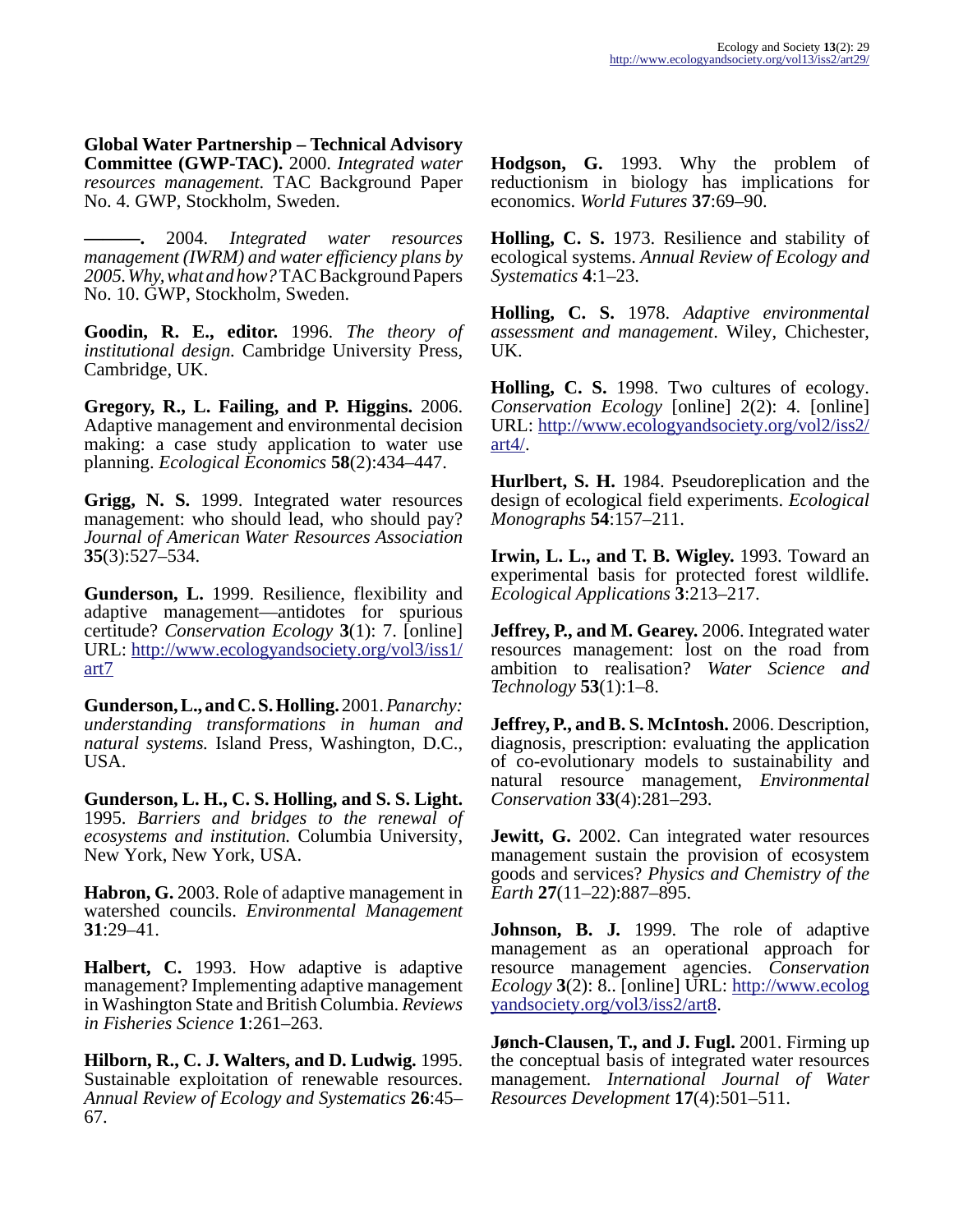**Global Water Partnership – Technical Advisory Committee (GWP-TAC).** 2000. *Integrated water resources management.* TAC Background Paper No. 4. GWP, Stockholm, Sweden.

**———.** 2004. *Integrated water resources management (IWRM) and water efficiency plans by 2005. Why, what and how?* TAC Background Papers No. 10. GWP, Stockholm, Sweden.

**Goodin, R. E., editor.** 1996. *The theory of institutional design.* Cambridge University Press, Cambridge, UK.

**Gregory, R., L. Failing, and P. Higgins.** 2006. Adaptive management and environmental decision making: a case study application to water use planning. *Ecological Economics* **58**(2):434–447.

**Grigg, N. S.** 1999. Integrated water resources management: who should lead, who should pay? *Journal of American Water Resources Association* **35**(3):527–534.

**Gunderson, L.** 1999. Resilience, flexibility and adaptive management—antidotes for spurious certitude? *Conservation Ecology* **3**(1): 7. [online] URL: http://www.ecologyandsociety.org/vol3/iss1/art7

**Gunderson, L., and C. S. Holling.** 2001. *Panarchy: understanding transformations in human and natural systems.* Island Press, Washington, D.C., USA.

**Gunderson, L. H., C. S. Holling, and S. S. Light.** 1995. *Barriers and bridges to the renewal of ecosystems and institution.* Columbia University, New York, New York, USA.

**Habron, G.** 2003. Role of adaptive management in watershed councils. *Environmental Management* **31**:29–41.

**Halbert, C.** 1993. How adaptive is adaptive management? Implementing adaptive management in Washington State and British Columbia. *Reviews in Fisheries Science* **1**:261–263.

**Hilborn, R., C. J. Walters, and D. Ludwig.** 1995. Sustainable exploitation of renewable resources. *Annual Review of Ecology and Systematics* **26**:45–67.

**Hodgson, G.** 1993. Why the problem of reductionism in biology has implications for economics. *World Futures* **37**:69–90.

**Holling, C. S.** 1973. Resilience and stability of ecological systems. *Annual Review of Ecology and Systematics* **4**:1–23.

**Holling, C. S.** 1978. *Adaptive environmental assessment and management*. Wiley, Chichester, UK.

**Holling, C. S.** 1998. Two cultures of ecology. *Conservation Ecology* [online] 2(2): 4. [online] URL: http://www.ecologyandsociety.org/vol2/iss2/art4/.

**Hurlbert, S. H.** 1984. Pseudoreplication and the design of ecological field experiments. *Ecological Monographs* **54**:157–211.

**Irwin, L. L., and T. B. Wigley.** 1993. Toward an experimental basis for protected forest wildlife. *Ecological Applications* **3**:213–217.

**Jeffrey, P., and M. Gearey.** 2006. Integrated water resources management: lost on the road from ambition to realisation? *Water Science and Technology* **53**(1):1–8.

**Jeffrey, P., and B. S. McIntosh.** 2006. Description, diagnosis, prescription: evaluating the application of co-evolutionary models to sustainability and natural resource management, *Environmental Conservation* **33**(4):281–293.

**Jewitt, G.** 2002. Can integrated water resources management sustain the provision of ecosystem goods and services? *Physics and Chemistry of the Earth* **27**(11–22):887–895.

**Johnson, B. J.** 1999. The role of adaptive management as an operational approach for resource management agencies. *Conservation Ecology* **3**(2): 8.. [online] URL: http://www.ecologyandsociety.org/vol3/iss2/art8.

**Jønch-Clausen, T., and J. Fugl.** 2001. Firming up the conceptual basis of integrated water resources management. *International Journal of Water Resources Development* **17**(4):501–511.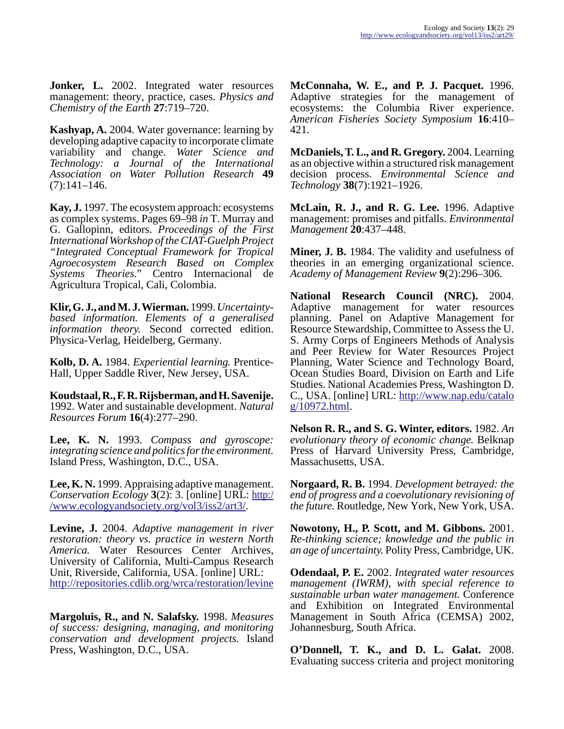**Jonker, L.** 2002. Integrated water resources management: theory, practice, cases. *Physics and Chemistry of the Earth* **27**:719–720.

**Kashyap, A.** 2004. Water governance: learning by developing adaptive capacity to incorporate climate variability and change. *Water Science and Technology: a Journal of the International Association on Water Pollution Research* **49** (7):141–146.

**Kay, J.** 1997. The ecosystem approach: ecosystems as complex systems. Pages 69–98 *in* T. Murray and G. Gallopinn, editors. *Proceedings of the First International Workshop of the CIAT-Guelph Project "Integrated Conceptual Framework for Tropical Agroecosystem Research Based on Complex Systems Theories."* Centro Internacional de Agricultura Tropical, Cali, Colombia.

**Klir, G. J., and M. J. Wierman.** 1999. *Uncertainty-based information. Elements of a generalised information theory.* Second corrected edition. Physica-Verlag, Heidelberg, Germany.

**Kolb, D. A.** 1984. *Experiential learning.* Prentice-Hall, Upper Saddle River, New Jersey, USA.

**Koudstaal, R., F. R. Rijsberman, and H. Savenije.** 1992. Water and sustainable development. *Natural Resources Forum* **16**(4):277–290.

**Lee, K. N.** 1993. *Compass and gyroscope: integrating science and politics for the environment.* Island Press, Washington, D.C., USA.

**Lee, K. N.** 1999. Appraising adaptive management. *Conservation Ecology* **3**(2): 3. [online] URL: http://www.ecologyandsociety.org/vol3/iss2/art3/.

**Levine, J.** 2004. *Adaptive management in river restoration: theory vs. practice in western North America.* Water Resources Center Archives, University of California, Multi-Campus Research Unit, Riverside, California, USA. [online] URL: http://repositories.cdlib.org/wrca/restoration/levine

**Margoluis, R., and N. Salafsky.** 1998. *Measures of success: designing, managing, and monitoring conservation and development projects.* Island Press, Washington, D.C., USA.

**McConnaha, W. E., and P. J. Pacquet.** 1996. Adaptive strategies for the management of ecosystems: the Columbia River experience. *American Fisheries Society Symposium* **16**:410–421.

**McDaniels, T. L., and R. Gregory.** 2004. Learning as an objective within a structured risk management decision process. *Environmental Science and Technology* **38**(7):1921–1926.

**McLain, R. J., and R. G. Lee.** 1996. Adaptive management: promises and pitfalls. *Environmental Management* **20**:437–448.

**Miner, J. B.** 1984. The validity and usefulness of theories in an emerging organizational science. *Academy of Management Review* **9**(2):296–306.

**National Research Council (NRC).** 2004. Adaptive management for water resources planning. Panel on Adaptive Management for Resource Stewardship, Committee to Assess the U. S. Army Corps of Engineers Methods of Analysis and Peer Review for Water Resources Project Planning, Water Science and Technology Board, Ocean Studies Board, Division on Earth and Life Studies. National Academies Press, Washington D. C., USA. [online] URL: http://www.nap.edu/catalog/10972.html.

**Nelson R. R., and S. G. Winter, editors.** 1982. *An evolutionary theory of economic change.* Belknap Press of Harvard University Press, Cambridge, Massachusetts, USA.

**Norgaard, R. B.** 1994. *Development betrayed: the end of progress and a coevolutionary revisioning of the future.* Routledge, New York, New York, USA.

**Nowotony, H., P. Scott, and M. Gibbons.** 2001. *Re-thinking science; knowledge and the public in an age of uncertainty.* Polity Press, Cambridge, UK.

**Odendaal, P. E.** 2002. *Integrated water resources management (IWRM), with special reference to sustainable urban water management.* Conference and Exhibition on Integrated Environmental Management in South Africa (CEMSA) 2002, Johannesburg, South Africa.

**O'Donnell, T. K., and D. L. Galat.** 2008. Evaluating success criteria and project monitoring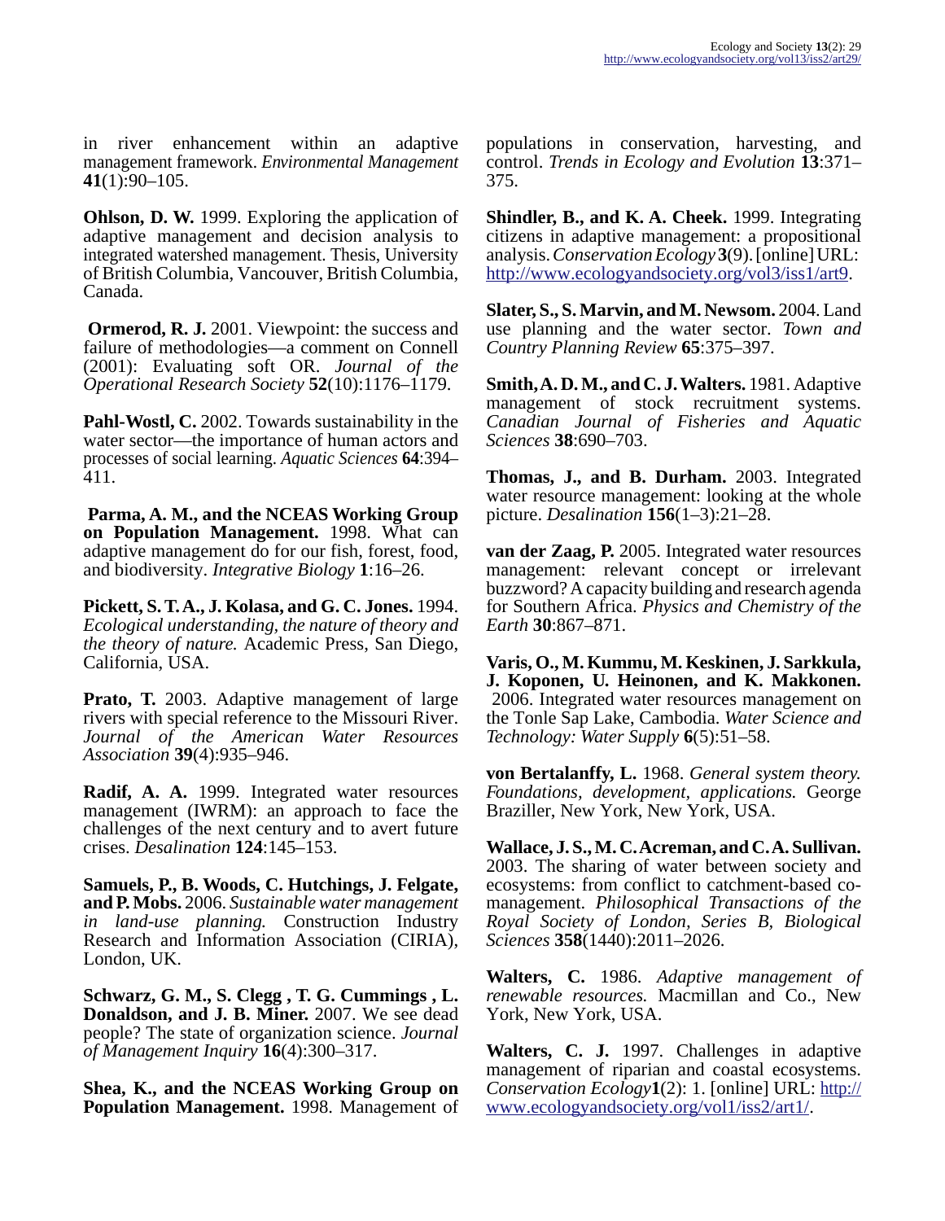in river enhancement within an adaptive management framework. *Environmental Management* **41**(1):90–105.

**Ohlson, D. W.** 1999. Exploring the application of adaptive management and decision analysis to integrated watershed management. Thesis, University of British Columbia, Vancouver, British Columbia, Canada.

**Ormerod, R. J.** 2001. Viewpoint: the success and failure of methodologies—a comment on Connell (2001): Evaluating soft OR. *Journal of the Operational Research Society* **52**(10):1176–1179.

**Pahl-Wostl, C.** 2002. Towards sustainability in the water sector—the importance of human actors and processes of social learning. *Aquatic Sciences* **64**:394–411.

**Parma, A. M., and the NCEAS Working Group on Population Management.** 1998. What can adaptive management do for our fish, forest, food, and biodiversity. *Integrative Biology* **1**:16–26.

**Pickett, S. T. A., J. Kolasa, and G. C. Jones.** 1994. *Ecological understanding, the nature of theory and the theory of nature.* Academic Press, San Diego, California, USA.

**Prato, T.** 2003. Adaptive management of large rivers with special reference to the Missouri River. *Journal of the American Water Resources Association* **39**(4):935–946.

**Radif, A. A.** 1999. Integrated water resources management (IWRM): an approach to face the challenges of the next century and to avert future crises. *Desalination* **124**:145–153.

**Samuels, P., B. Woods, C. Hutchings, J. Felgate, and P. Mobs.** 2006. *Sustainable water management in land-use planning.* Construction Industry Research and Information Association (CIRIA), London, UK.

**Schwarz, G. M., S. Clegg , T. G. Cummings , L. Donaldson, and J. B. Miner.** 2007. We see dead people? The state of organization science. *Journal of Management Inquiry* **16**(4):300–317.

**Shea, K., and the NCEAS Working Group on Population Management.** 1998. Management of populations in conservation, harvesting, and control. *Trends in Ecology and Evolution* **13**:371–375.

**Shindler, B., and K. A. Cheek.** 1999. Integrating citizens in adaptive management: a propositional analysis. *Conservation Ecology* **3**(9). [online] URL: http://www.ecologyandsociety.org/vol3/iss1/art9.

**Slater, S., S. Marvin, and M. Newsom.** 2004. Land use planning and the water sector. *Town and Country Planning Review* **65**:375–397.

**Smith, A. D. M., and C. J. Walters.** 1981. Adaptive management of stock recruitment systems. *Canadian Journal of Fisheries and Aquatic Sciences* **38**:690–703.

**Thomas, J., and B. Durham.** 2003. Integrated water resource management: looking at the whole picture. *Desalination* **156**(1–3):21–28.

**van der Zaag, P.** 2005. Integrated water resources management: relevant concept or irrelevant buzzword? A capacity building and research agenda for Southern Africa. *Physics and Chemistry of the Earth* **30**:867–871.

**Varis, O., M. Kummu, M. Keskinen, J. Sarkkula, J. Koponen, U. Heinonen, and K. Makkonen.** 2006. Integrated water resources management on the Tonle Sap Lake, Cambodia. *Water Science and Technology: Water Supply* **6**(5):51–58.

**von Bertalanffy, L.** 1968. *General system theory. Foundations, development, applications.* George Braziller, New York, New York, USA.

**Wallace, J. S., M. C. Acreman, and C. A. Sullivan.** 2003. The sharing of water between society and ecosystems: from conflict to catchment-based co-management. *Philosophical Transactions of the Royal Society of London, Series B, Biological Sciences* **358**(1440):2011–2026.

**Walters, C.** 1986. *Adaptive management of renewable resources.* Macmillan and Co., New York, New York, USA.

**Walters, C. J.** 1997. Challenges in adaptive management of riparian and coastal ecosystems. *Conservation Ecology* **1**(2): 1. [online] URL: http://www.ecologyandsociety.org/vol1/iss2/art1/.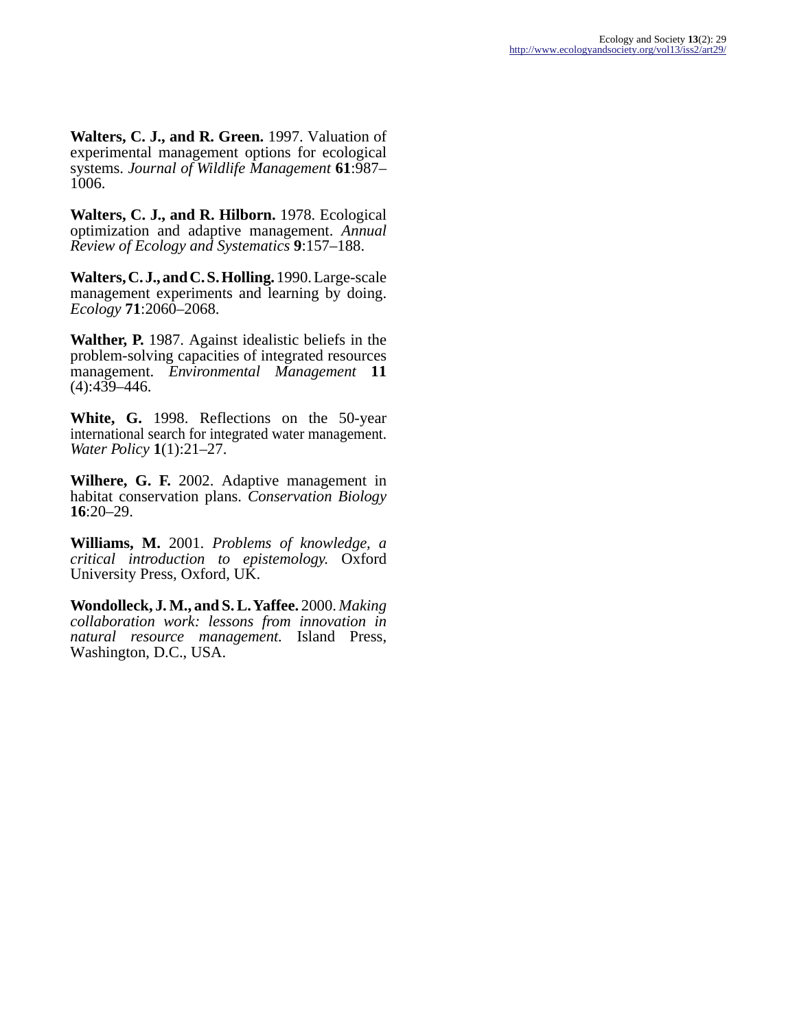**Walters, C. J., and R. Green.** 1997. Valuation of experimental management options for ecological systems. *Journal of Wildlife Management* **61**:987–1006.

**Walters, C. J., and R. Hilborn.** 1978. Ecological optimization and adaptive management. *Annual Review of Ecology and Systematics* **9**:157–188.

**Walters, C. J., and C. S. Holling.** 1990. Large-scale management experiments and learning by doing. *Ecology* **71**:2060–2068.

**Walther, P.** 1987. Against idealistic beliefs in the problem-solving capacities of integrated resources management. *Environmental Management* **11** (4):439–446.

**White, G.** 1998. Reflections on the 50-year international search for integrated water management. *Water Policy* **1**(1):21–27.

**Wilhere, G. F.** 2002. Adaptive management in habitat conservation plans. *Conservation Biology* **16**:20–29.

**Williams, M.** 2001. *Problems of knowledge, a critical introduction to epistemology.* Oxford University Press, Oxford, UK.

**Wondolleck, J. M., and S. L. Yaffee.** 2000. *Making collaboration work: lessons from innovation in natural resource management.* Island Press, Washington, D.C., USA.